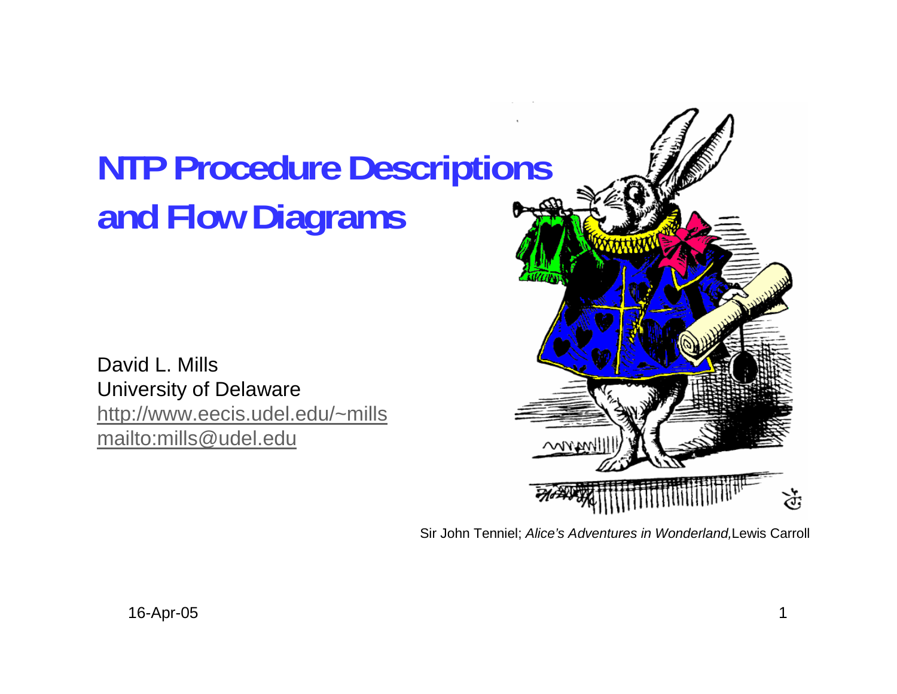# NTP Procedure Descriptions and Flow Diagrams

David L. Mills
University of Delaware
http://www.eecis.udel.edu/~mills
mailto:mills@udel.edu

Sir John Tenniel; *Alice's Adventures in Wonderland,* Lewis Carroll

16-Apr-05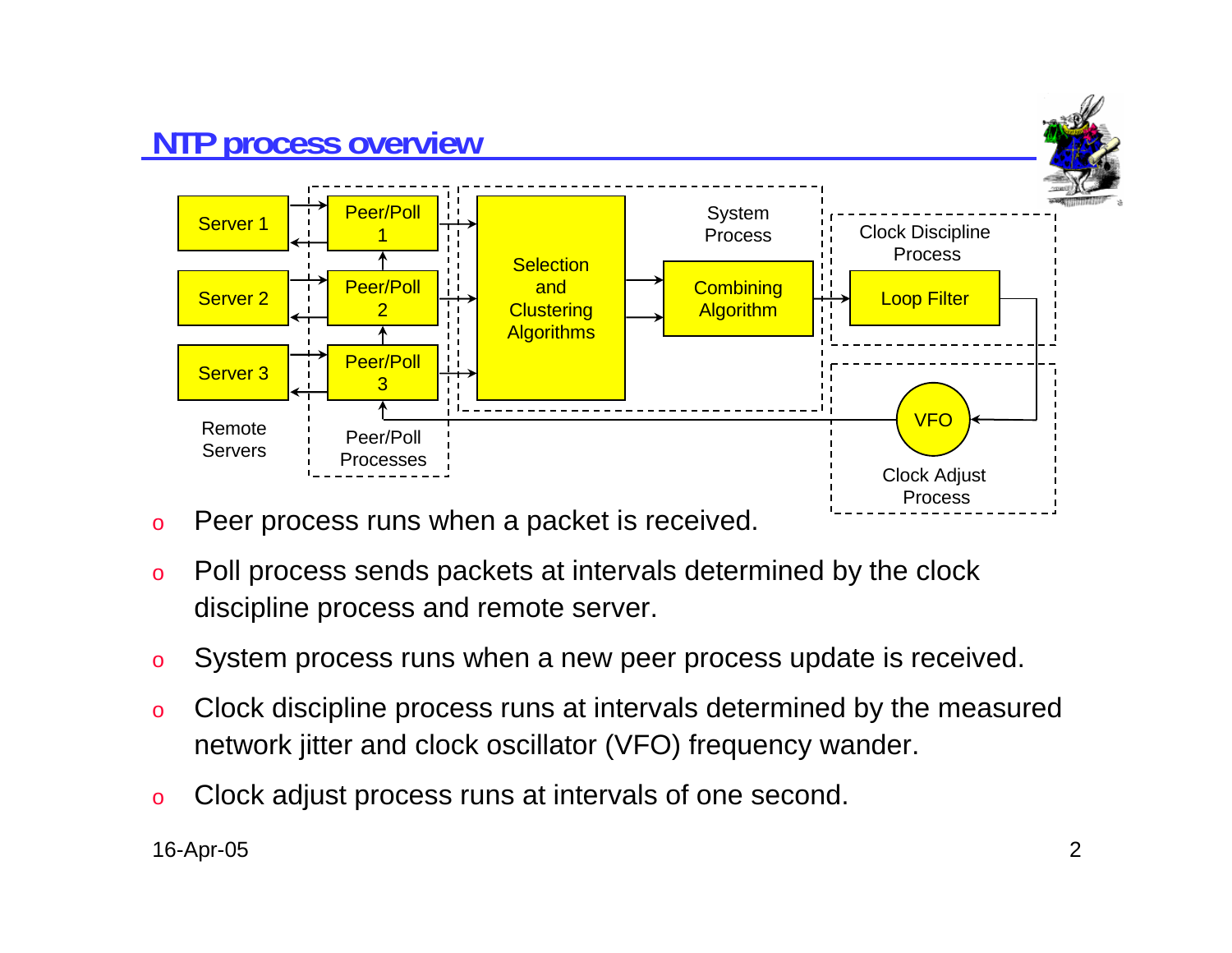# NTP process overview

Server 1 | Server 2 | Server 3 — Remote Servers

Peer/Poll 1 | Peer/Poll 2 | Peer/Poll 3 — Peer/Poll Processes

Selection and Clustering Algorithms | Combining Algorithm — System Process

Loop Filter — Clock Discipline Process

VFO — Clock Adjust Process

- Peer process runs when a packet is received.
- Poll process sends packets at intervals determined by the clock discipline process and remote server.
- System process runs when a new peer process update is received.
- Clock discipline process runs at intervals determined by the measured network jitter and clock oscillator (VFO) frequency wander.
- Clock adjust process runs at intervals of one second.

16-Apr-05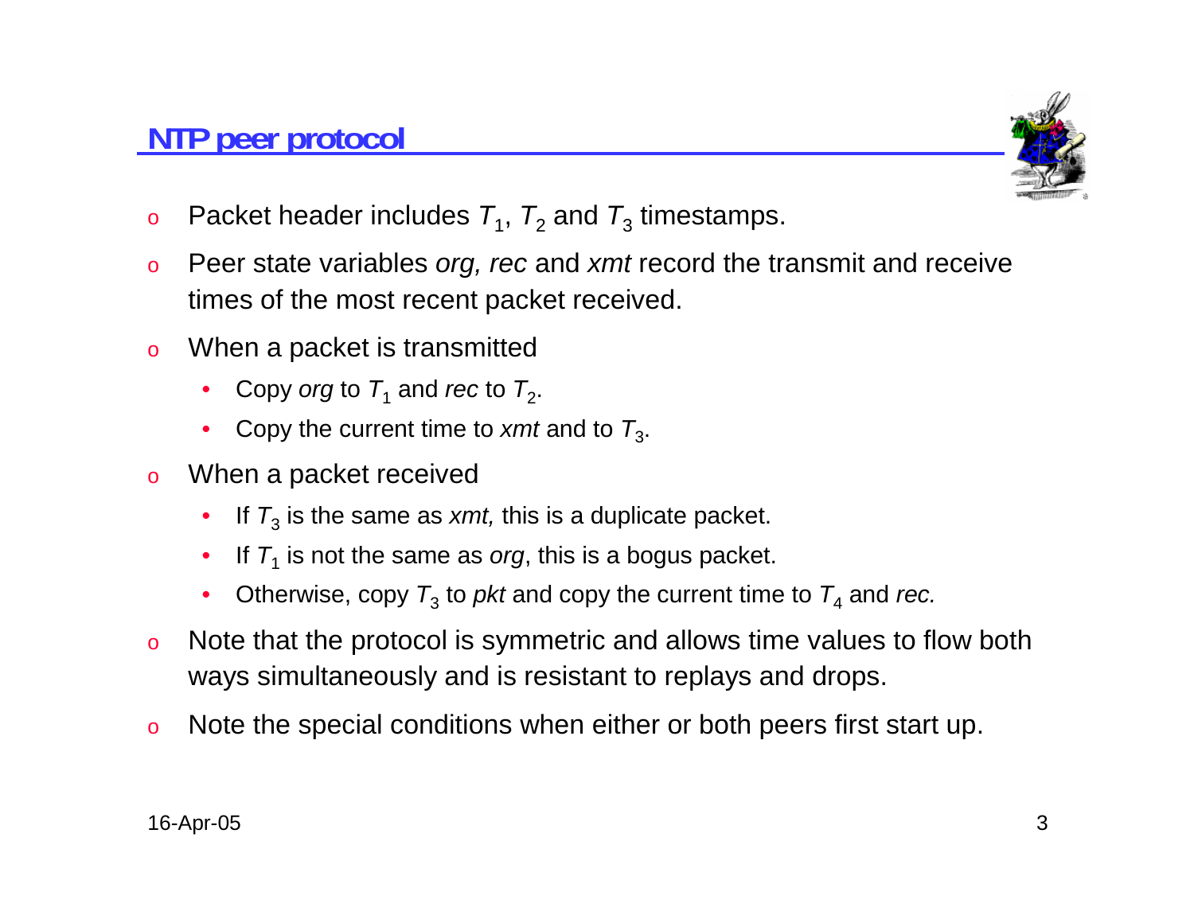## NTP peer protocol

- Packet header includes $T_1$, $T_2$ and $T_3$ timestamps.
- Peer state variables *org, rec* and *xmt* record the transmit and receive times of the most recent packet received.
- When a packet is transmitted
  - Copy *org* to $T_1$ and *rec* to $T_2$.
  - Copy the current time to *xmt* and to $T_3$.
- When a packet received
  - If $T_3$ is the same as *xmt,* this is a duplicate packet.
  - If $T_1$ is not the same as *org*, this is a bogus packet.
  - Otherwise, copy $T_3$ to *pkt* and copy the current time to $T_4$ and *rec.*
- Note that the protocol is symmetric and allows time values to flow both ways simultaneously and is resistant to replays and drops.
- Note the special conditions when either or both peers first start up.

16-Apr-05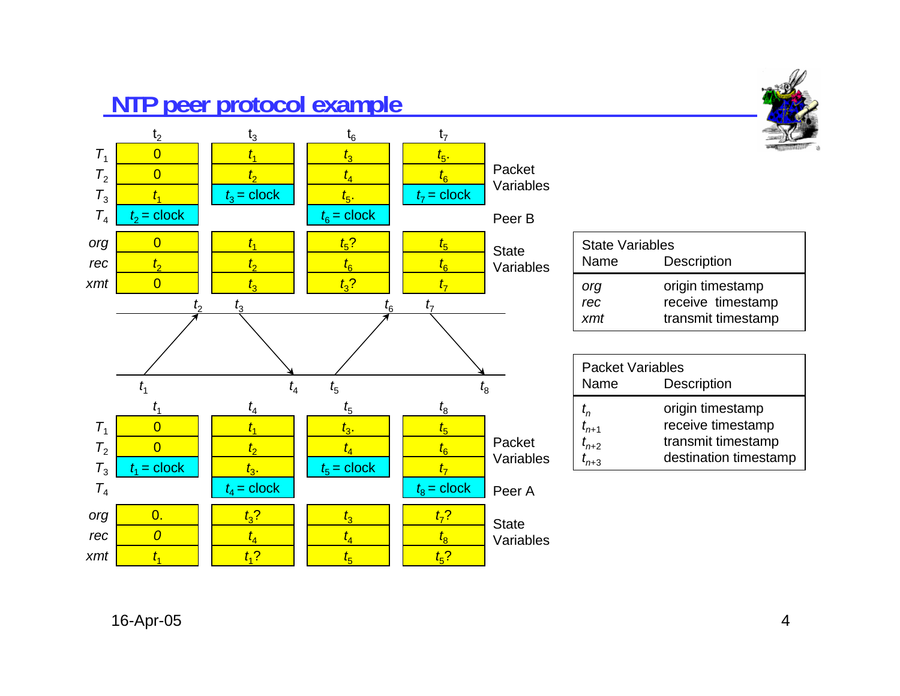# NTP peer protocol example

**Peer B**

|  | $t_2$ | $t_3$ | $t_6$ | $t_7$ |  |
|---|---|---|---|---|---|
| $T_1$ | 0 | $t_1$ | $t_3$ | $t_5$. | Packet Variables |
| $T_2$ | 0 | $t_2$ | $t_4$ | $t_6$ |  |
| $T_3$ | $t_1$ | $t_3$ = clock | $t_5$. | $t_7$ = clock |  |
| $T_4$ | $t_2$ = clock |  | $t_6$ = clock |  |  |
| *org* | 0 | $t_1$ | $t_5$? | $t_5$ | State Variables |
| *rec* | $t_2$ | $t_2$ | $t_6$ | $t_6$ |  |
| *xmt* | 0 | $t_3$ | $t_3$? | $t_7$ |  |

Timeline (Peer B): $t_2$, $t_3$, $t_6$, $t_7$

Timeline (Peer A): $t_1$, $t_4$, $t_5$, $t_8$

**Peer A**

|  | $t_1$ | $t_4$ | $t_5$ | $t_8$ |  |
|---|---|---|---|---|---|
| $T_1$ | 0 | $t_1$ | $t_3$. | $t_5$ | Packet Variables |
| $T_2$ | 0 | $t_2$ | $t_4$ | $t_6$ |  |
| $T_3$ | $t_1$ = clock | $t_3$. | $t_5$ = clock | $t_7$ |  |
| $T_4$ |  | $t_4$ = clock |  | $t_8$ = clock |  |
| *org* | 0. | $t_3$? | $t_3$ | $t_7$? | State Variables |
| *rec* | *0* | $t_4$ | $t_4$ | $t_8$ |  |
| *xmt* | $t_1$ | $t_1$? | $t_5$ | $t_5$? |  |

| State Variables Name | Description |
|---|---|
| *org* | origin timestamp |
| *rec* | receive timestamp |
| *xmt* | transmit timestamp |

| Packet Variables Name | Description |
|---|---|
| $t_n$ | origin timestamp |
| $t_{n+1}$ | receive timestamp |
| $t_{n+2}$ | transmit timestamp |
| $t_{n+3}$ | destination timestamp |

16-Apr-05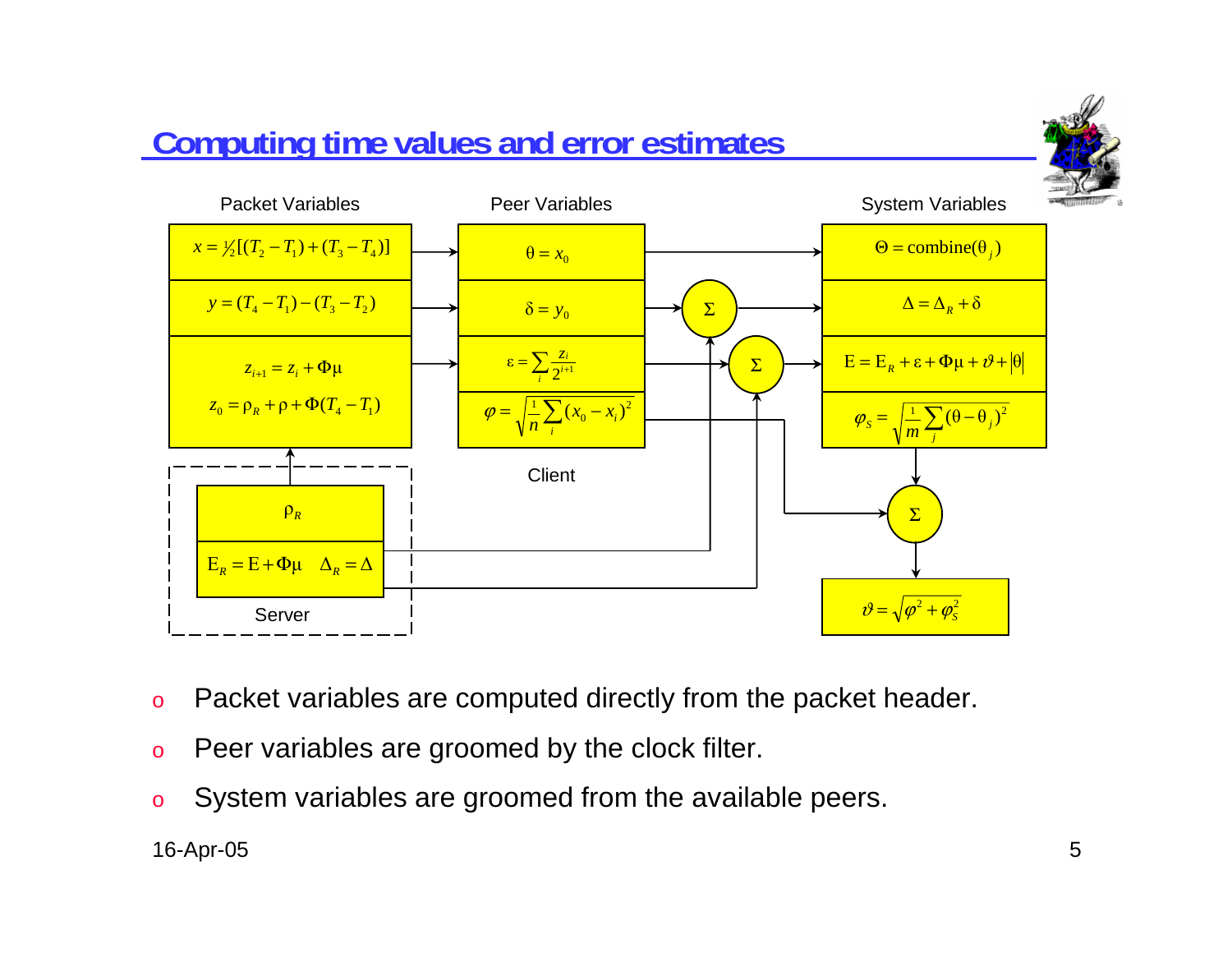# Computing time values and error estimates

**Packet Variables**

$$x = \tfrac{1}{2}[(T_2 - T_1) + (T_3 - T_4)]$$

$$y = (T_4 - T_1) - (T_3 - T_2)$$

$$z_{i+1} = z_i + \Phi\mu$$

$$z_0 = \rho_R + \rho + \Phi(T_4 - T_1)$$

**Peer Variables**

$$\theta = x_0$$

$$\delta = y_0$$

$$\varepsilon = \sum_i \frac{z_i}{2^{i+1}}$$

$$\varphi = \sqrt{\frac{1}{n}\sum_i (x_0 - x_i)^2}$$

Client

**System Variables**

$$\Theta = \text{combine}(\theta_j)$$

$$\Delta = \Delta_R + \delta$$

$$\mathrm{E} = \mathrm{E}_R + \varepsilon + \Phi\mu + \vartheta + |\theta|$$

$$\varphi_S = \sqrt{\frac{1}{m}\sum_j (\theta - \theta_j)^2}$$

$$\vartheta = \sqrt{\varphi^2 + \varphi_S^2}$$

**Server**

$$\rho_R$$

$$\mathrm{E}_R = \mathrm{E} + \Phi\mu \quad \Delta_R = \Delta$$

- Packet variables are computed directly from the packet header.
- Peer variables are groomed by the clock filter.
- System variables are groomed from the available peers.

16-Apr-05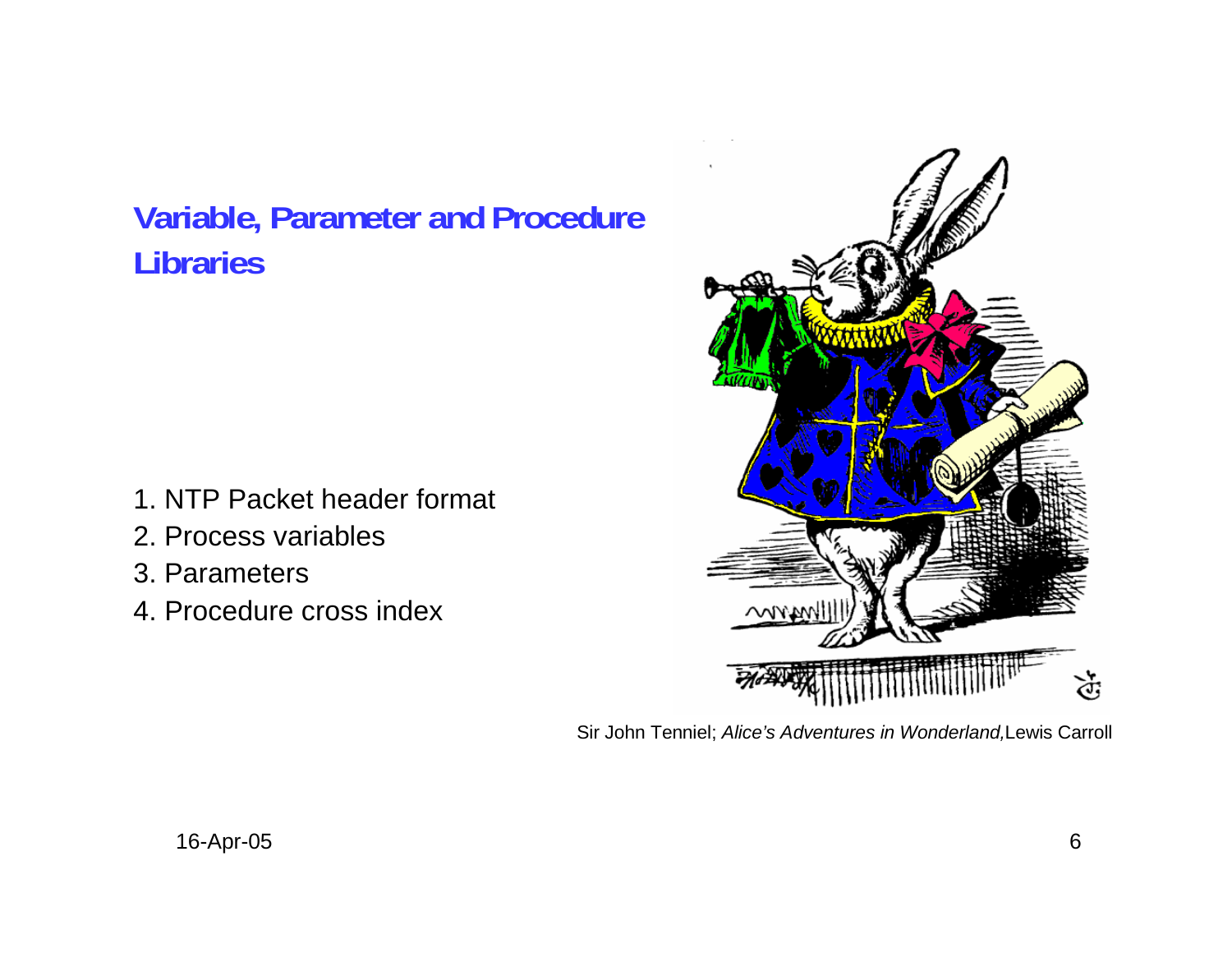## Variable, Parameter and Procedure Libraries

1. NTP Packet header format
2. Process variables
3. Parameters
4. Procedure cross index

Sir John Tenniel; *Alice's Adventures in Wonderland,* Lewis Carroll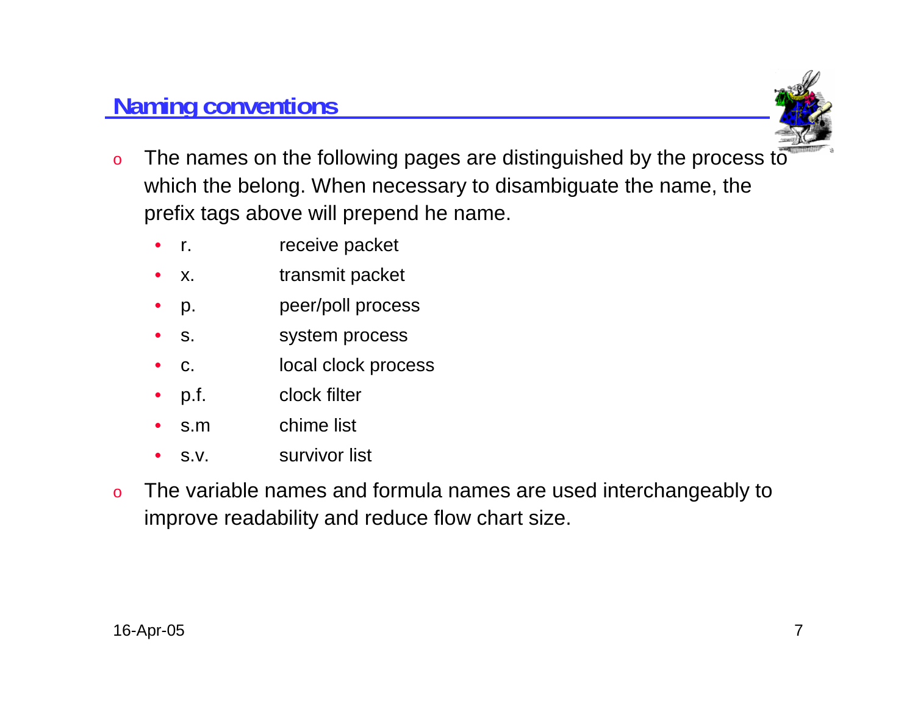## Naming conventions

- The names on the following pages are distinguished by the process to which the belong. When necessary to disambiguate the name, the prefix tags above will prepend he name.
  - r. receive packet
  - x. transmit packet
  - p. peer/poll process
  - s. system process
  - c. local clock process
  - p.f. clock filter
  - s.m chime list
  - s.v. survivor list
- The variable names and formula names are used interchangeably to improve readability and reduce flow chart size.

16-Apr-05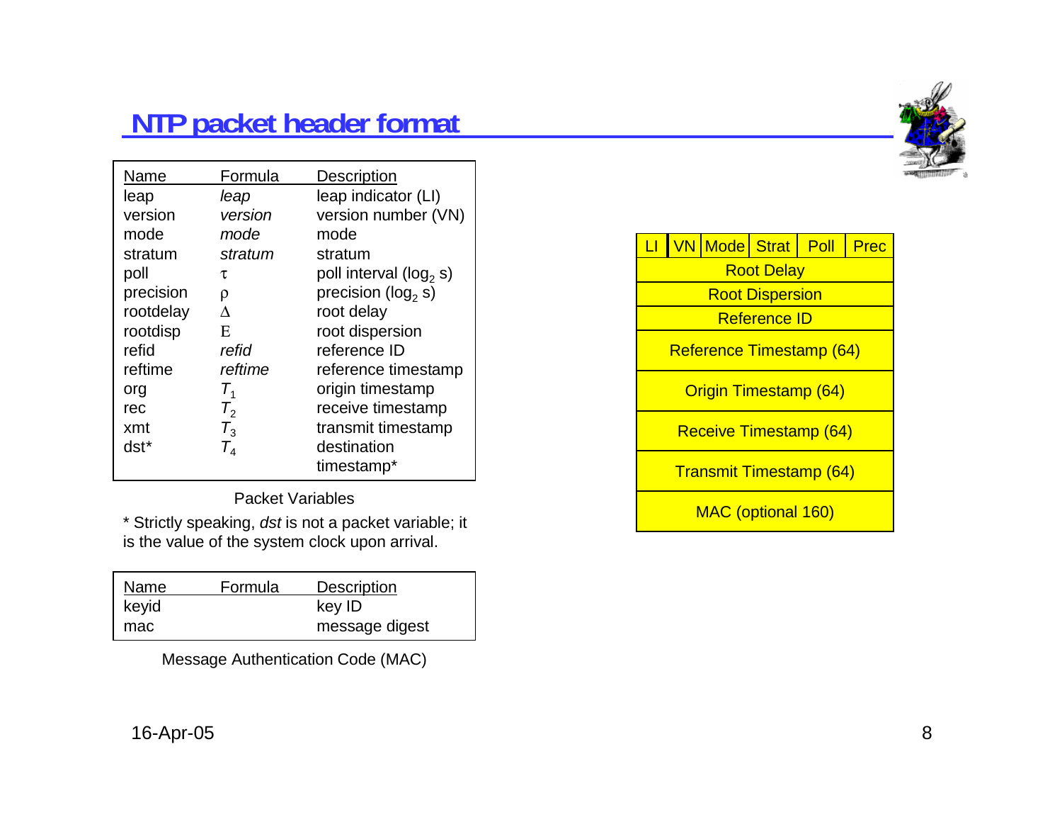# NTP packet header format

| Name | Formula | Description |
|---|---|---|
| leap | *leap* | leap indicator (LI) |
| version | *version* | version number (VN) |
| mode | *mode* | mode |
| stratum | *stratum* | stratum |
| poll | $\tau$ | poll interval ($\log_2$ s) |
| precision | $\rho$ | precision ($\log_2$ s) |
| rootdelay | $\Delta$ | root delay |
| rootdisp | E | root dispersion |
| refid | *refid* | reference ID |
| reftime | *reftime* | reference timestamp |
| org | $T_1$ | origin timestamp |
| rec | $T_2$ | receive timestamp |
| xmt | $T_3$ | transmit timestamp |
| dst* | $T_4$ | destination timestamp* |

Packet Variables

* Strictly speaking, *dst* is not a packet variable; it is the value of the system clock upon arrival.

| Name | Formula | Description |
|---|---|---|
| keyid | | key ID |
| mac | | message digest |

Message Authentication Code (MAC)

| LI | VN | Mode | Strat | Poll | Prec |
|---|---|---|---|---|---|
| Root Delay | | | | | |
| Root Dispersion | | | | | |
| Reference ID | | | | | |
| Reference Timestamp (64) | | | | | |
| Origin Timestamp (64) | | | | | |
| Receive Timestamp (64) | | | | | |
| Transmit Timestamp (64) | | | | | |
| MAC (optional 160) | | | | | |

16-Apr-05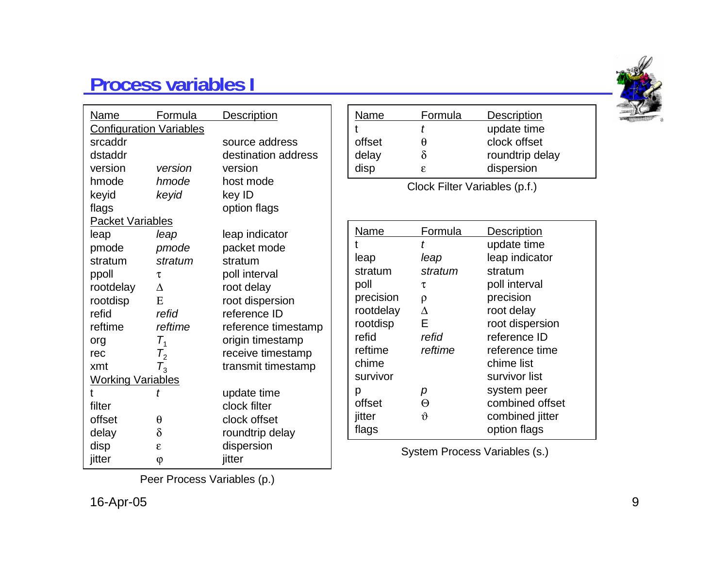# Process variables I

| Name | Formula | Description |
|---|---|---|
| **Configuration Variables** | | |
| srcaddr | | source address |
| dstaddr | | destination address |
| version | *version* | version |
| hmode | *hmode* | host mode |
| keyid | *keyid* | key ID |
| flags | | option flags |
| **Packet Variables** | | |
| leap | *leap* | leap indicator |
| pmode | *pmode* | packet mode |
| stratum | *stratum* | stratum |
| ppoll | $\tau$ | poll interval |
| rootdelay | $\Delta$ | root delay |
| rootdisp | $\mathrm{E}$ | root dispersion |
| refid | *refid* | reference ID |
| reftime | *reftime* | reference timestamp |
| org | $T_1$ | origin timestamp |
| rec | $T_2$ | receive timestamp |
| xmt | $T_3$ | transmit timestamp |
| **Working Variables** | | |
| t | $t$ | update time |
| filter | | clock filter |
| offset | $\theta$ | clock offset |
| delay | $\delta$ | roundtrip delay |
| disp | $\varepsilon$ | dispersion |
| jitter | $\varphi$ | jitter |

Peer Process Variables (p.)

| Name | Formula | Description |
|---|---|---|
| t | $t$ | update time |
| offset | $\theta$ | clock offset |
| delay | $\delta$ | roundtrip delay |
| disp | $\varepsilon$ | dispersion |

Clock Filter Variables (p.f.)

| Name | Formula | Description |
|---|---|---|
| t | $t$ | update time |
| leap | *leap* | leap indicator |
| stratum | *stratum* | stratum |
| poll | $\tau$ | poll interval |
| precision | $\rho$ | precision |
| rootdelay | $\Delta$ | root delay |
| rootdisp | $\mathrm{E}$ | root dispersion |
| refid | *refid* | reference ID |
| reftime | *reftime* | reference time |
| chime | | chime list |
| survivor | | survivor list |
| p | $p$ | system peer |
| offset | $\Theta$ | combined offset |
| jitter | $\vartheta$ | combined jitter |
| flags | | option flags |

System Process Variables (s.)

16-Apr-05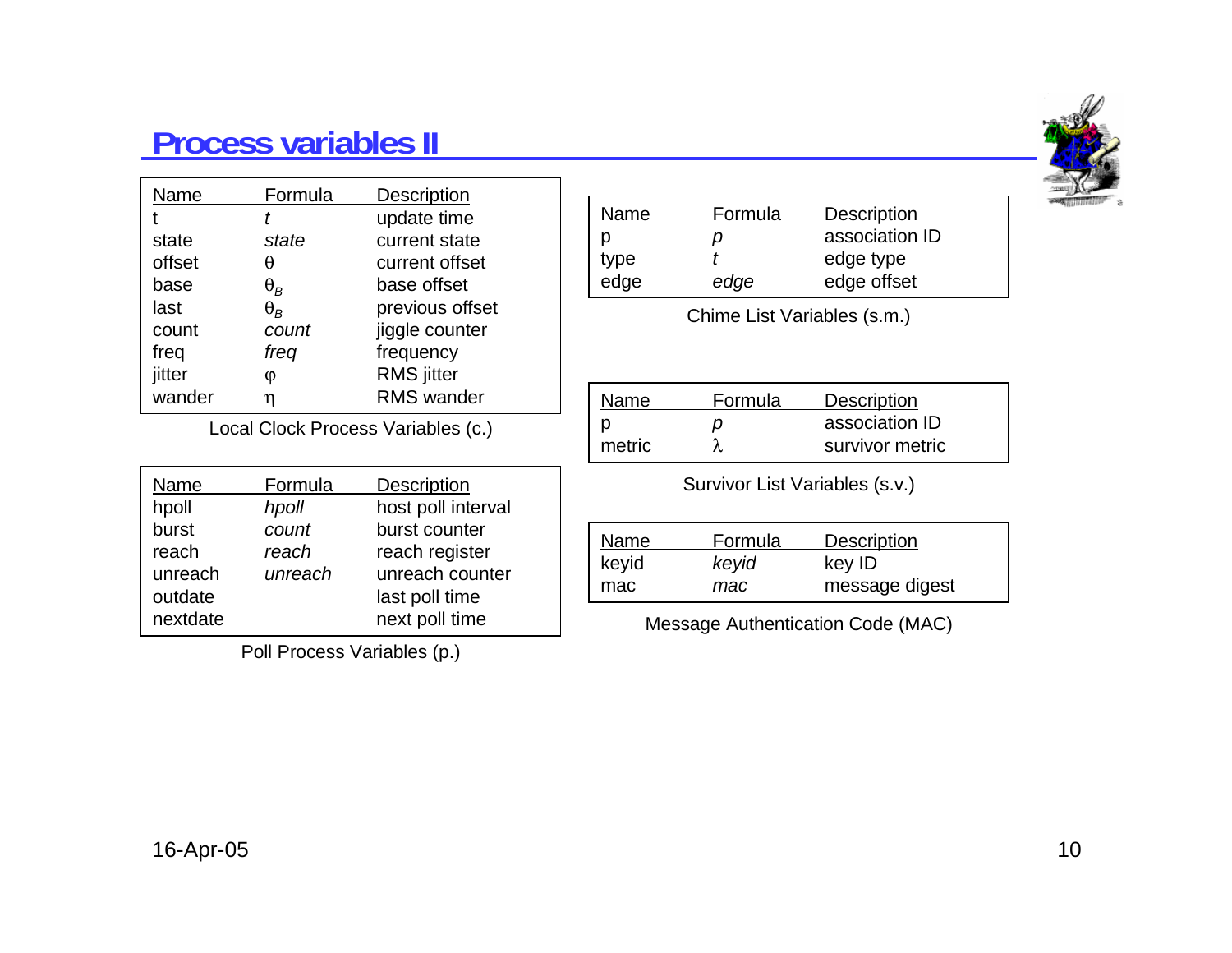# Process variables II

| Name | Formula | Description |
| --- | --- | --- |
| t | *t* | update time |
| state | *state* | current state |
| offset | $\theta$ | current offset |
| base | $\theta_B$ | base offset |
| last | $\theta_B$ | previous offset |
| count | *count* | jiggle counter |
| freq | *freq* | frequency |
| jitter | $\varphi$ | RMS jitter |
| wander | $\eta$ | RMS wander |

Local Clock Process Variables (c.)

| Name | Formula | Description |
| --- | --- | --- |
| hpoll | *hpoll* | host poll interval |
| burst | *count* | burst counter |
| reach | *reach* | reach register |
| unreach | *unreach* | unreach counter |
| outdate | | last poll time |
| nextdate | | next poll time |

Poll Process Variables (p.)

| Name | Formula | Description |
| --- | --- | --- |
| p | *p* | association ID |
| type | *t* | edge type |
| edge | *edge* | edge offset |

Chime List Variables (s.m.)

| Name | Formula | Description |
| --- | --- | --- |
| p | *p* | association ID |
| metric | $\lambda$ | survivor metric |

Survivor List Variables (s.v.)

| Name | Formula | Description |
| --- | --- | --- |
| keyid | *keyid* | key ID |
| mac | *mac* | message digest |

Message Authentication Code (MAC)

16-Apr-05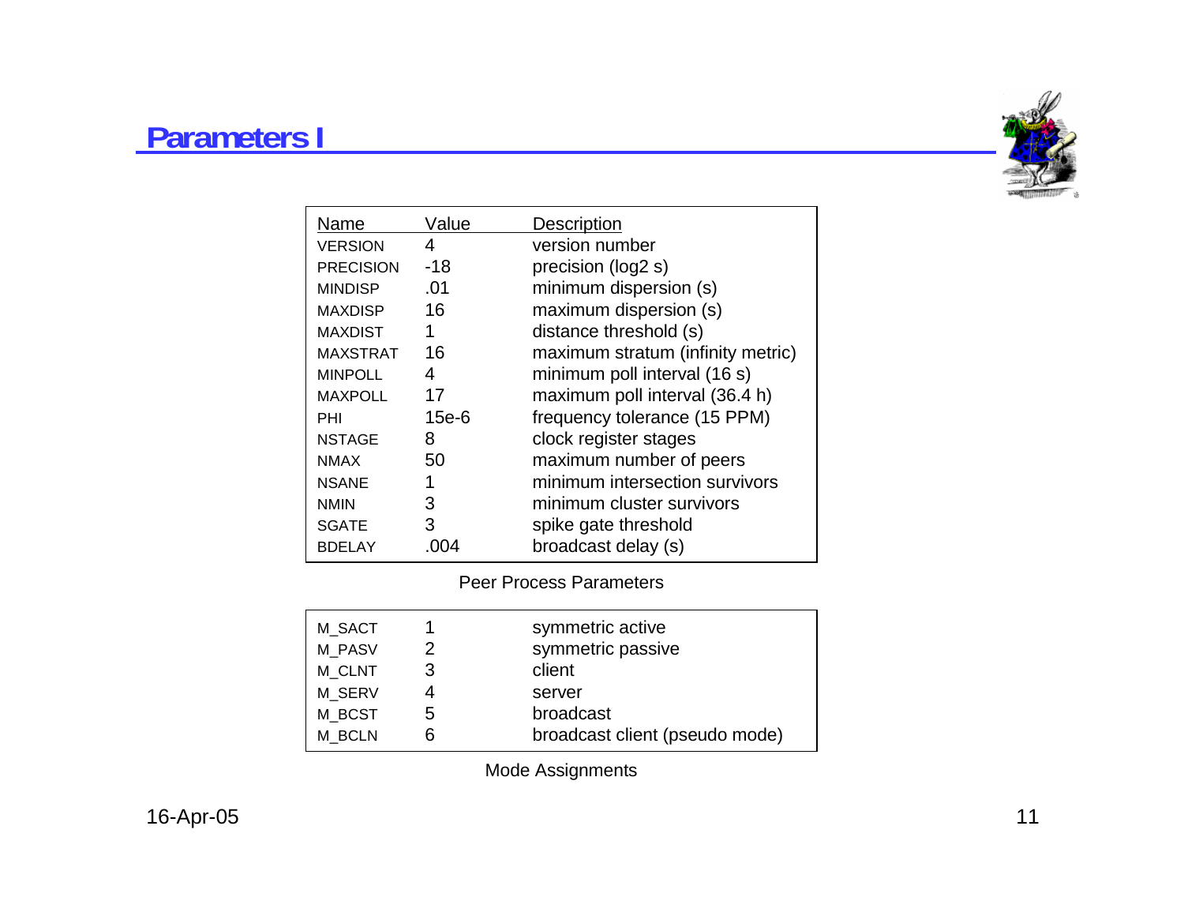# Parameters I

| Name | Value | Description |
|---|---|---|
| VERSION | 4 | version number |
| PRECISION | -18 | precision (log2 s) |
| MINDISP | .01 | minimum dispersion (s) |
| MAXDISP | 16 | maximum dispersion (s) |
| MAXDIST | 1 | distance threshold (s) |
| MAXSTRAT | 16 | maximum stratum (infinity metric) |
| MINPOLL | 4 | minimum poll interval (16 s) |
| MAXPOLL | 17 | maximum poll interval (36.4 h) |
| PHI | 15e-6 | frequency tolerance (15 PPM) |
| NSTAGE | 8 | clock register stages |
| NMAX | 50 | maximum number of peers |
| NSANE | 1 | minimum intersection survivors |
| NMIN | 3 | minimum cluster survivors |
| SGATE | 3 | spike gate threshold |
| BDELAY | .004 | broadcast delay (s) |

Peer Process Parameters

| | | |
|---|---|---|
| M_SACT | 1 | symmetric active |
| M_PASV | 2 | symmetric passive |
| M_CLNT | 3 | client |
| M_SERV | 4 | server |
| M_BCST | 5 | broadcast |
| M_BCLN | 6 | broadcast client (pseudo mode) |

Mode Assignments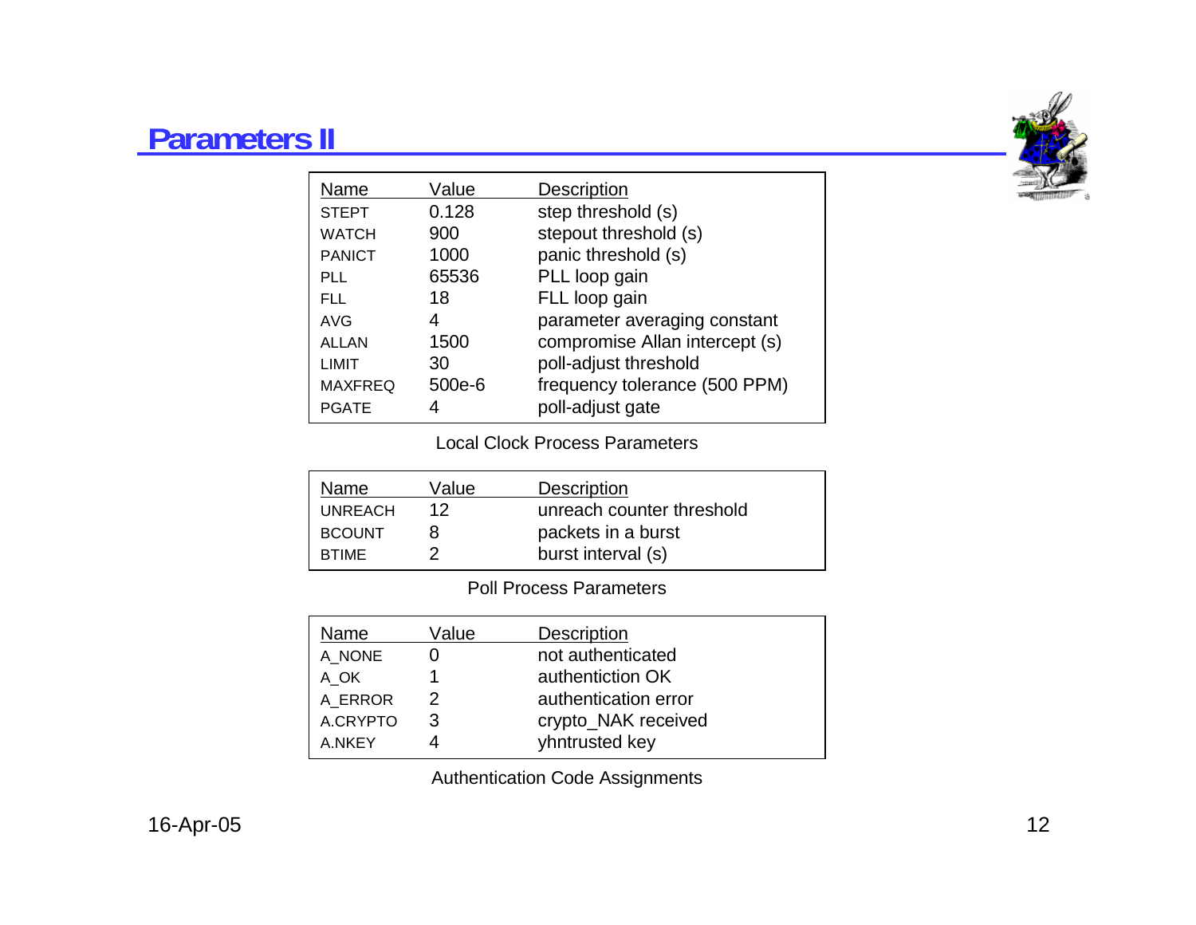# Parameters II

| Name | Value | Description |
|---|---|---|
| STEPT | 0.128 | step threshold (s) |
| WATCH | 900 | stepout threshold (s) |
| PANICT | 1000 | panic threshold (s) |
| PLL | 65536 | PLL loop gain |
| FLL | 18 | FLL loop gain |
| AVG | 4 | parameter averaging constant |
| ALLAN | 1500 | compromise Allan intercept (s) |
| LIMIT | 30 | poll-adjust threshold |
| MAXFREQ | 500e-6 | frequency tolerance (500 PPM) |
| PGATE | 4 | poll-adjust gate |

Local Clock Process Parameters

| Name | Value | Description |
|---|---|---|
| UNREACH | 12 | unreach counter threshold |
| BCOUNT | 8 | packets in a burst |
| BTIME | 2 | burst interval (s) |

Poll Process Parameters

| Name | Value | Description |
|---|---|---|
| A_NONE | 0 | not authenticated |
| A_OK | 1 | authentiction OK |
| A_ERROR | 2 | authentication error |
| A.CRYPTO | 3 | crypto_NAK received |
| A.NKEY | 4 | yhntrusted key |

Authentication Code Assignments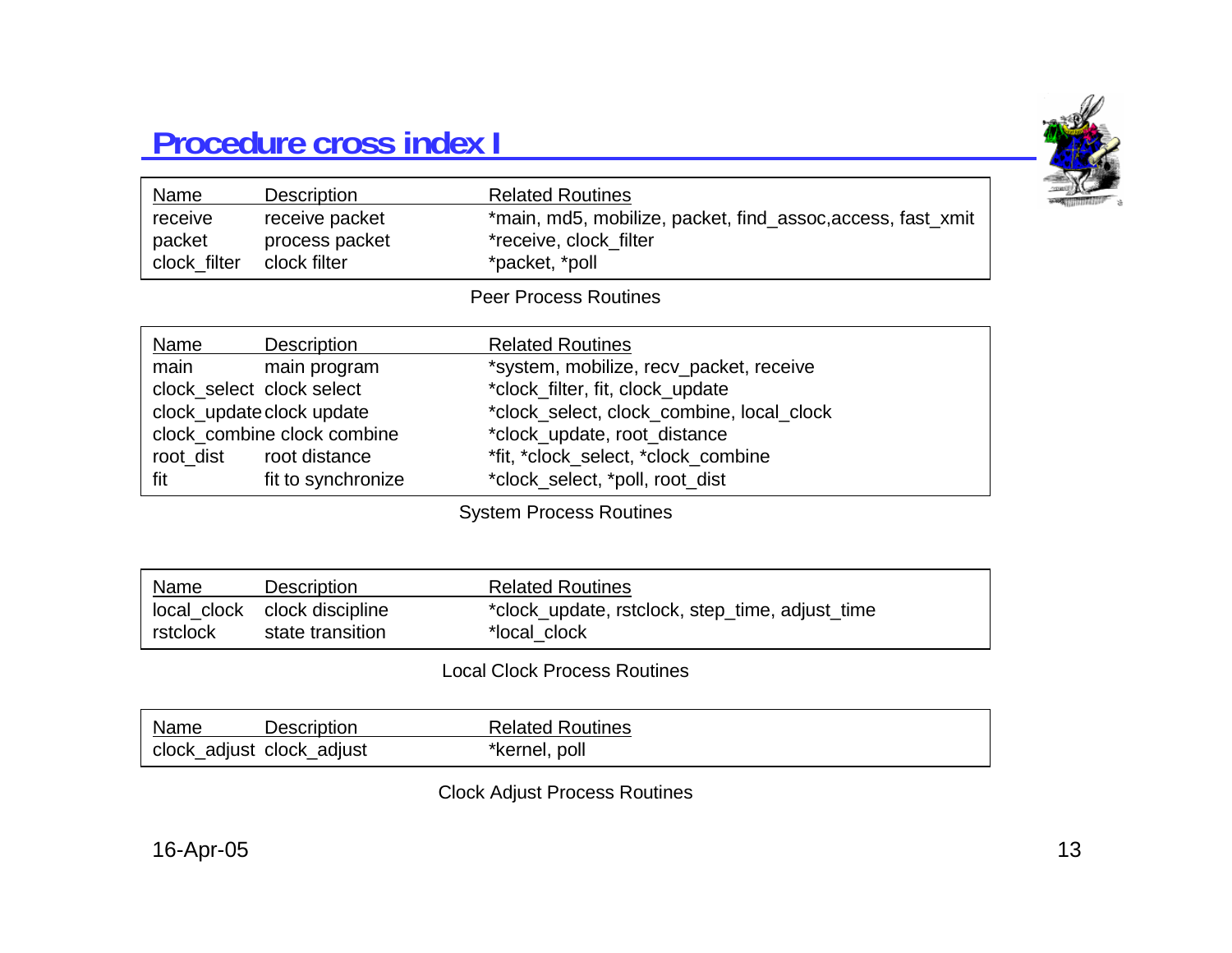# Procedure cross index I

| Name | Description | Related Routines |
|---|---|---|
| receive | receive packet | *main, md5, mobilize, packet, find_assoc,access, fast_xmit |
| packet | process packet | *receive, clock_filter |
| clock_filter | clock filter | *packet, *poll |

Peer Process Routines

| Name | Description | Related Routines |
|---|---|---|
| main | main program | *system, mobilize, recv_packet, receive |
| clock_select | clock select | *clock_filter, fit, clock_update |
| clock_update | clock update | *clock_select, clock_combine, local_clock |
| clock_combine | clock combine | *clock_update, root_distance |
| root_dist | root distance | *fit, *clock_select, *clock_combine |
| fit | fit to synchronize | *clock_select, *poll, root_dist |

System Process Routines

| Name | Description | Related Routines |
|---|---|---|
| local_clock | clock discipline | *clock_update, rstclock, step_time, adjust_time |
| rstclock | state transition | *local_clock |

Local Clock Process Routines

| Name | Description | Related Routines |
|---|---|---|
| clock_adjust | clock_adjust | *kernel, poll |

Clock Adjust Process Routines

16-Apr-05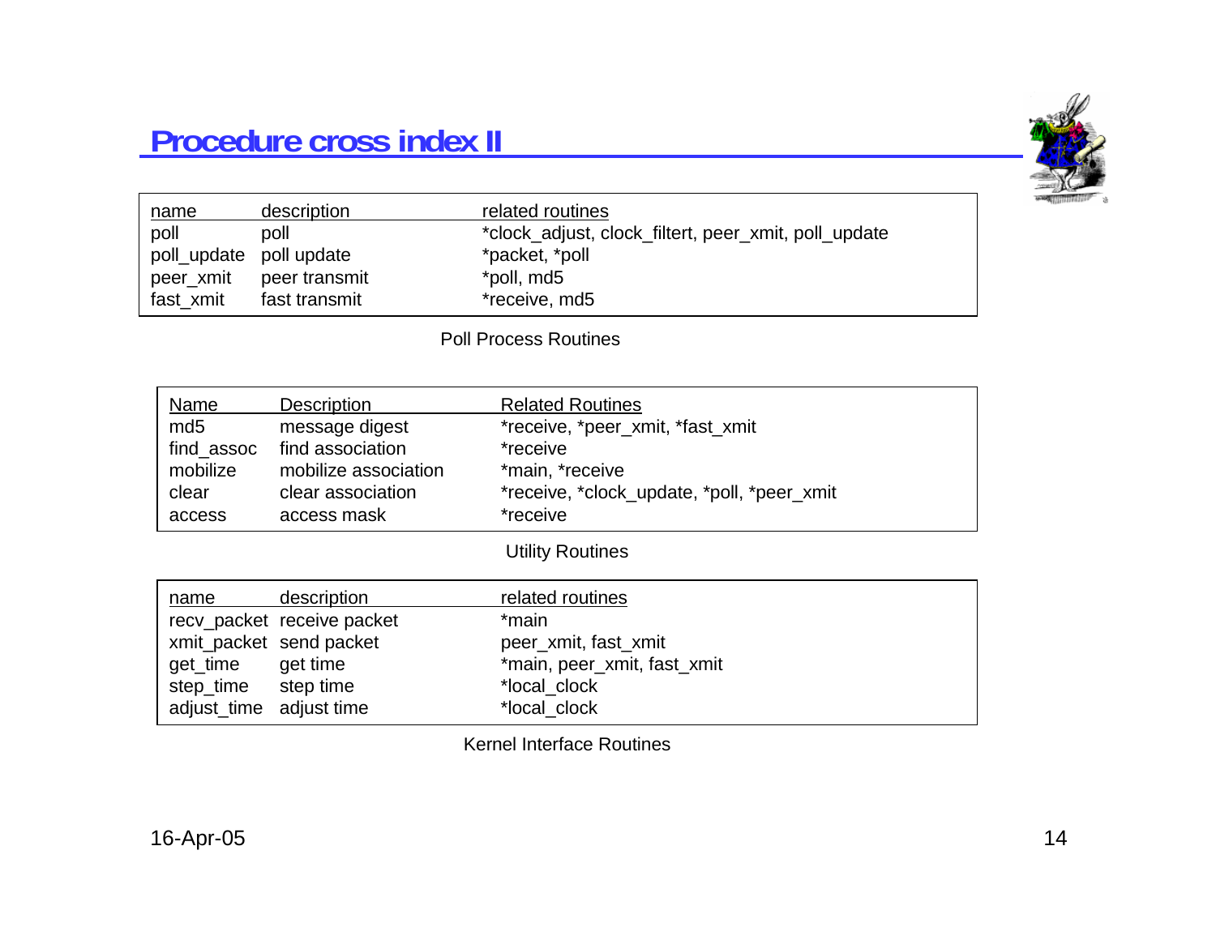# Procedure cross index II

| name | description | related routines |
| --- | --- | --- |
| poll | poll | *clock_adjust, clock_filtert, peer_xmit, poll_update |
| poll_update | poll update | *packet, *poll |
| peer_xmit | peer transmit | *poll, md5 |
| fast_xmit | fast transmit | *receive, md5 |

Poll Process Routines

| Name | Description | Related Routines |
| --- | --- | --- |
| md5 | message digest | *receive, *peer_xmit, *fast_xmit |
| find_assoc | find association | *receive |
| mobilize | mobilize association | *main, *receive |
| clear | clear association | *receive, *clock_update, *poll, *peer_xmit |
| access | access mask | *receive |

Utility Routines

| name | description | related routines |
| --- | --- | --- |
| recv_packet | receive packet | *main |
| xmit_packet | send packet | peer_xmit, fast_xmit |
| get_time | get time | *main, peer_xmit, fast_xmit |
| step_time | step time | *local_clock |
| adjust_time | adjust time | *local_clock |

Kernel Interface Routines

16-Apr-05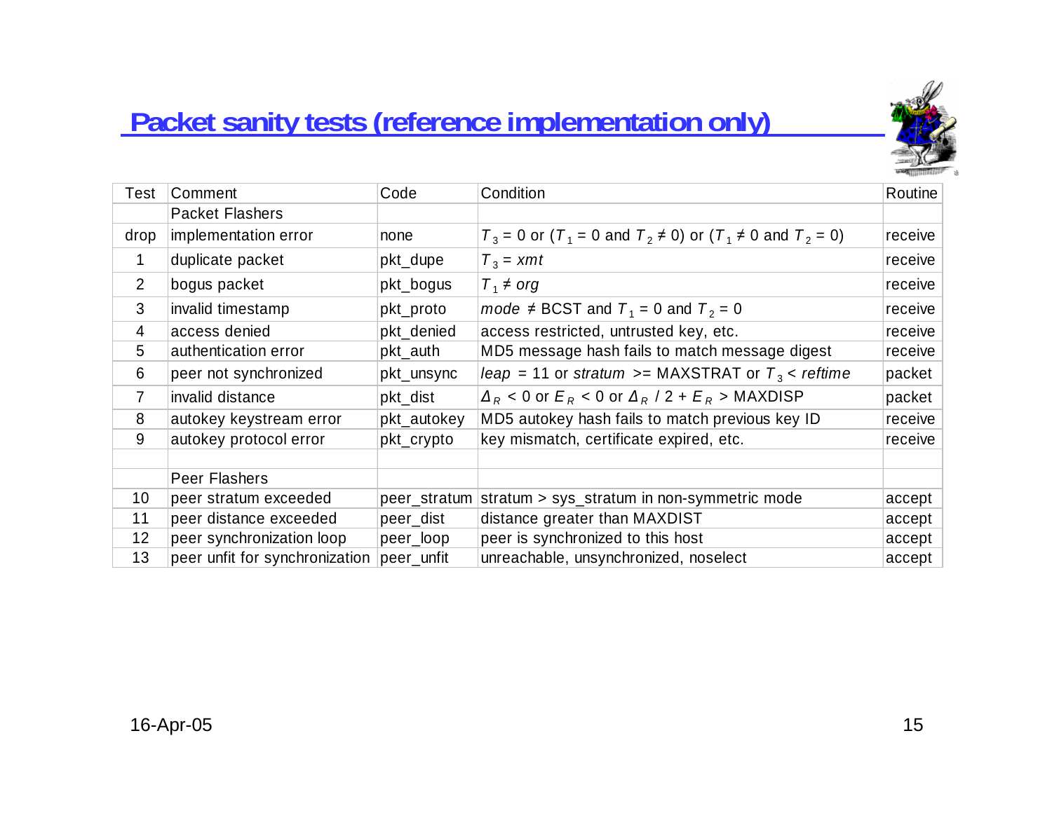# Packet sanity tests (reference implementation only)

| Test | Comment | Code | Condition | Routine |
|---|---|---|---|---|
| | Packet Flashers | | | |
| drop | implementation error | none | $T_3 = 0$ or ($T_1 = 0$ and $T_2 \neq 0$) or ($T_1 \neq 0$ and $T_2 = 0$) | receive |
| 1 | duplicate packet | pkt_dupe | $T_3 = xmt$ | receive |
| 2 | bogus packet | pkt_bogus | $T_1 \neq org$ | receive |
| 3 | invalid timestamp | pkt_proto | $mode \neq$ BCST and $T_1 = 0$ and $T_2 = 0$ | receive |
| 4 | access denied | pkt_denied | access restricted, untrusted key, etc. | receive |
| 5 | authentication error | pkt_auth | MD5 message hash fails to match message digest | receive |
| 6 | peer not synchronized | pkt_unsync | $leap$ = 11 or $stratum$ >= MAXSTRAT or $T_3 < reftime$ | packet |
| 7 | invalid distance | pkt_dist | $\Delta_R < 0$ or $E_R < 0$ or $\Delta_R / 2 + E_R >$ MAXDISP | packet |
| 8 | autokey keystream error | pkt_autokey | MD5 autokey hash fails to match previous key ID | receive |
| 9 | autokey protocol error | pkt_crypto | key mismatch, certificate expired, etc. | receive |
| | | | | |
| | Peer Flashers | | | |
| 10 | peer stratum exceeded | peer_stratum | stratum > sys_stratum in non-symmetric mode | accept |
| 11 | peer distance exceeded | peer_dist | distance greater than MAXDIST | accept |
| 12 | peer synchronization loop | peer_loop | peer is synchronized to this host | accept |
| 13 | peer unfit for synchronization | peer_unfit | unreachable, unsynchronized, noselect | accept |

16-Apr-05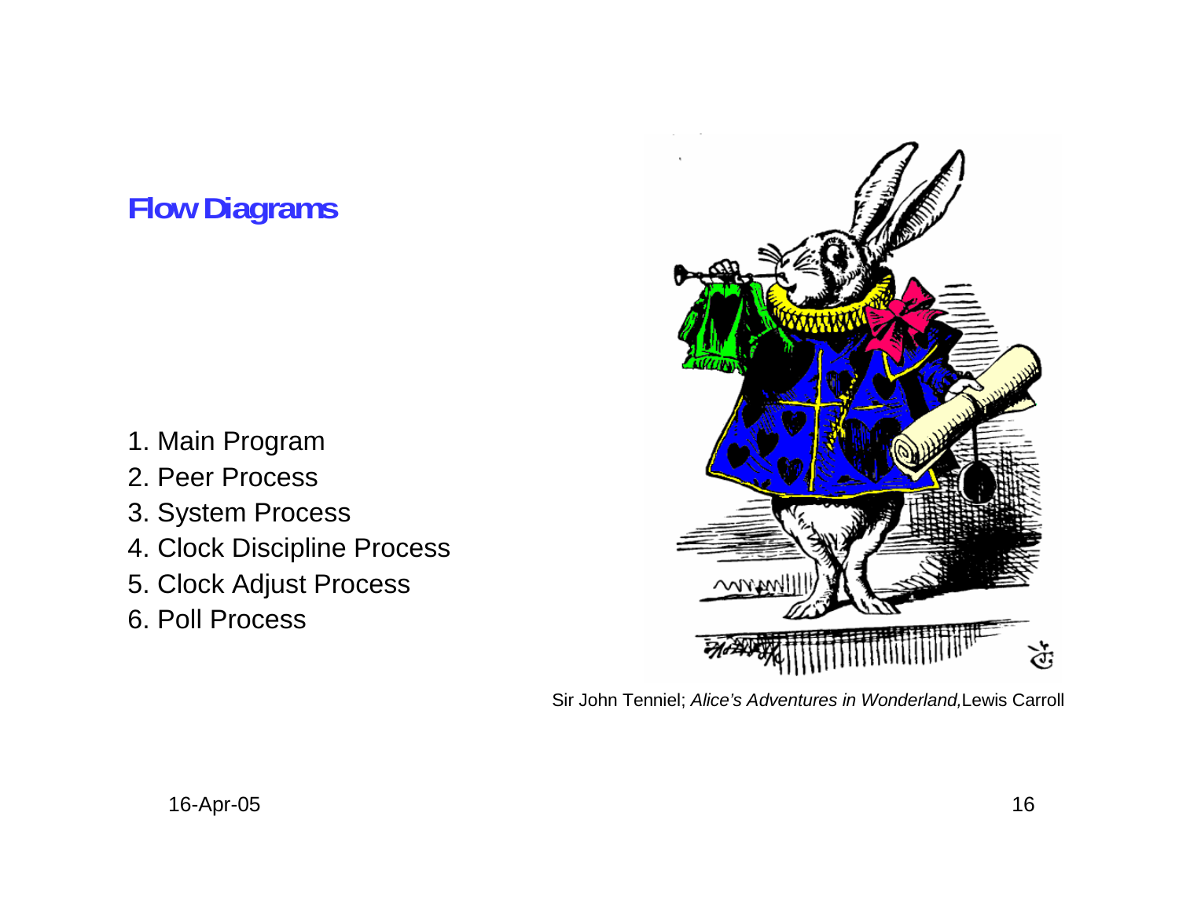# Flow Diagrams

1. Main Program
2. Peer Process
3. System Process
4. Clock Discipline Process
5. Clock Adjust Process
6. Poll Process

Sir John Tenniel; *Alice's Adventures in Wonderland,* Lewis Carroll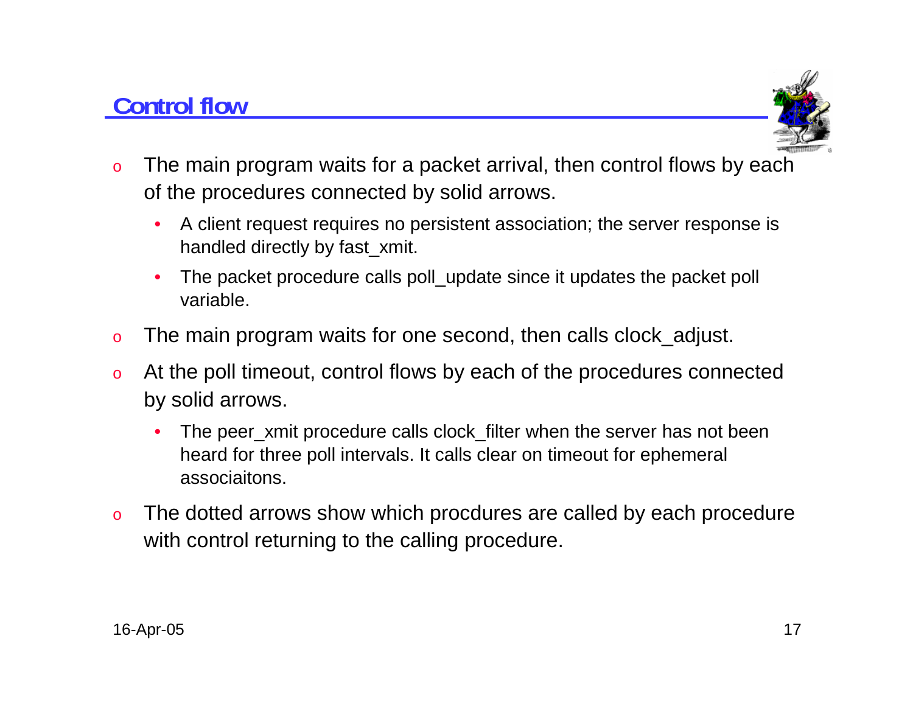## Control flow

- The main program waits for a packet arrival, then control flows by each of the procedures connected by solid arrows.
  - A client request requires no persistent association; the server response is handled directly by fast_xmit.
  - The packet procedure calls poll_update since it updates the packet poll variable.
- The main program waits for one second, then calls clock_adjust.
- At the poll timeout, control flows by each of the procedures connected by solid arrows.
  - The peer_xmit procedure calls clock_filter when the server has not been heard for three poll intervals. It calls clear on timeout for ephemeral associaitons.
- The dotted arrows show which procdures are called by each procedure with control returning to the calling procedure.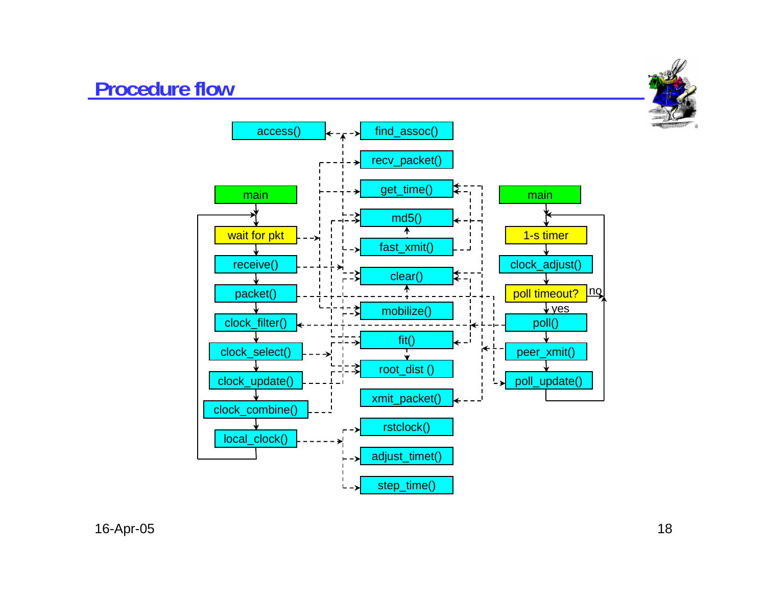# Procedure flow

main → wait for pkt → receive() → packet() → clock_filter() → clock_select() → clock_update() → clock_combine() → local_clock()

access()
find_assoc()
recv_packet()
get_time()
md5()
fast_xmit()
clear()
mobilize()
fit()
root_dist ()
xmit_packet()
rstclock()
adjust_timet()
step_time()

main → 1-s timer → clock_adjust() → poll timeout? (no / yes) → poll() → peer_xmit() → poll_update()

16-Apr-05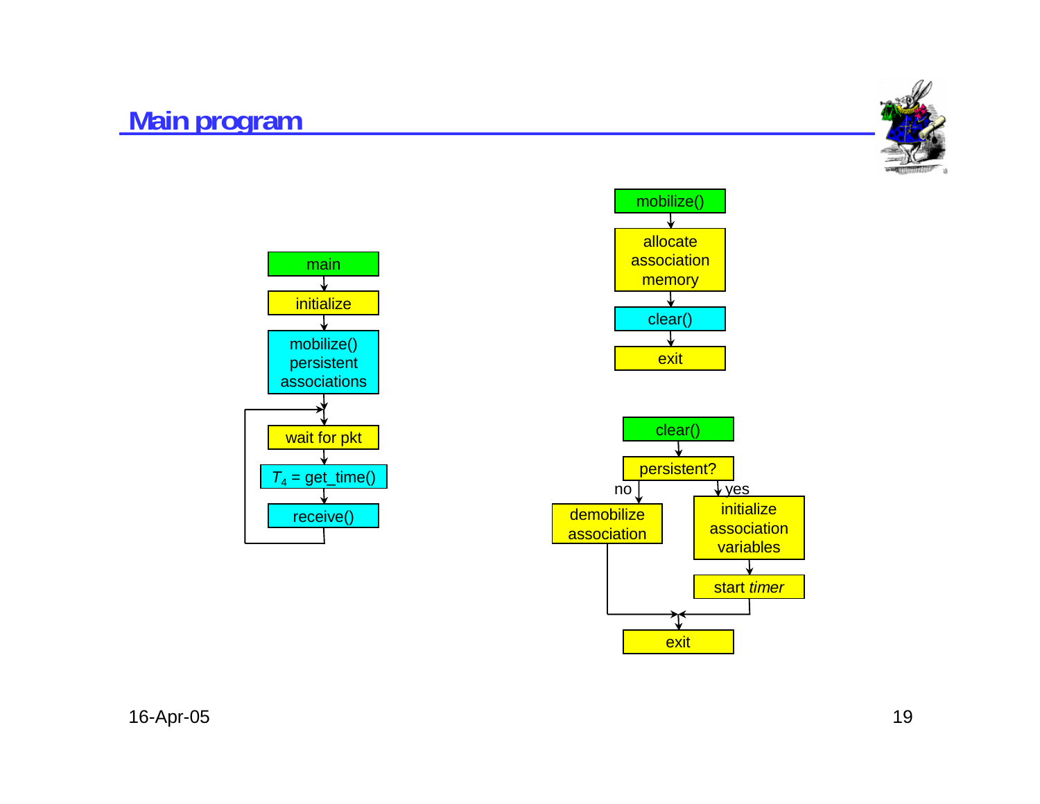# Main program

main → initialize → mobilize() persistent associations → wait for pkt → $T_4$ = get_time() → receive() → (loop back to wait for pkt)

mobilize() → allocate association memory → clear() → exit

clear() → persistent?
- no → demobilize association → exit
- yes → initialize association variables → start *timer* → exit

16-Apr-05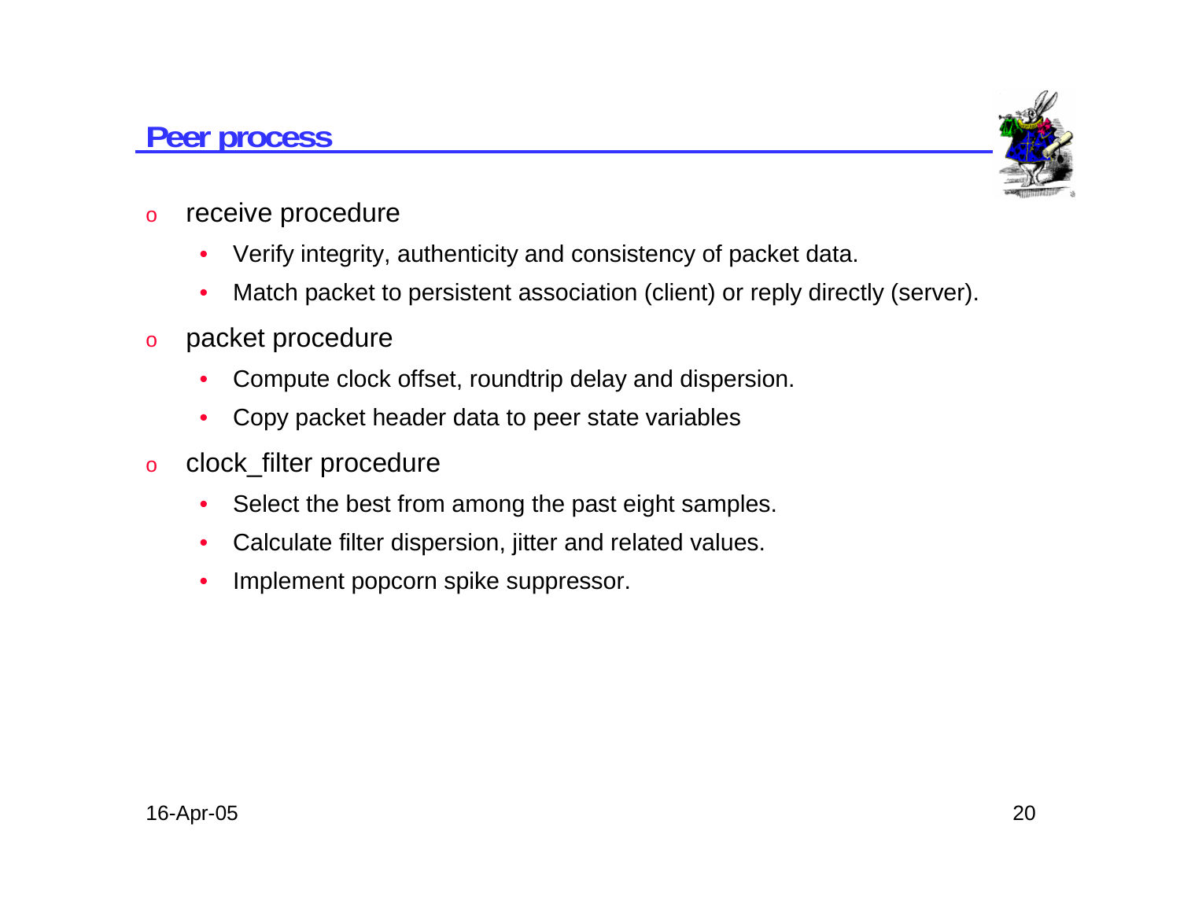## Peer process

- receive procedure
  - Verify integrity, authenticity and consistency of packet data.
  - Match packet to persistent association (client) or reply directly (server).
- packet procedure
  - Compute clock offset, roundtrip delay and dispersion.
  - Copy packet header data to peer state variables
- clock_filter procedure
  - Select the best from among the past eight samples.
  - Calculate filter dispersion, jitter and related values.
  - Implement popcorn spike suppressor.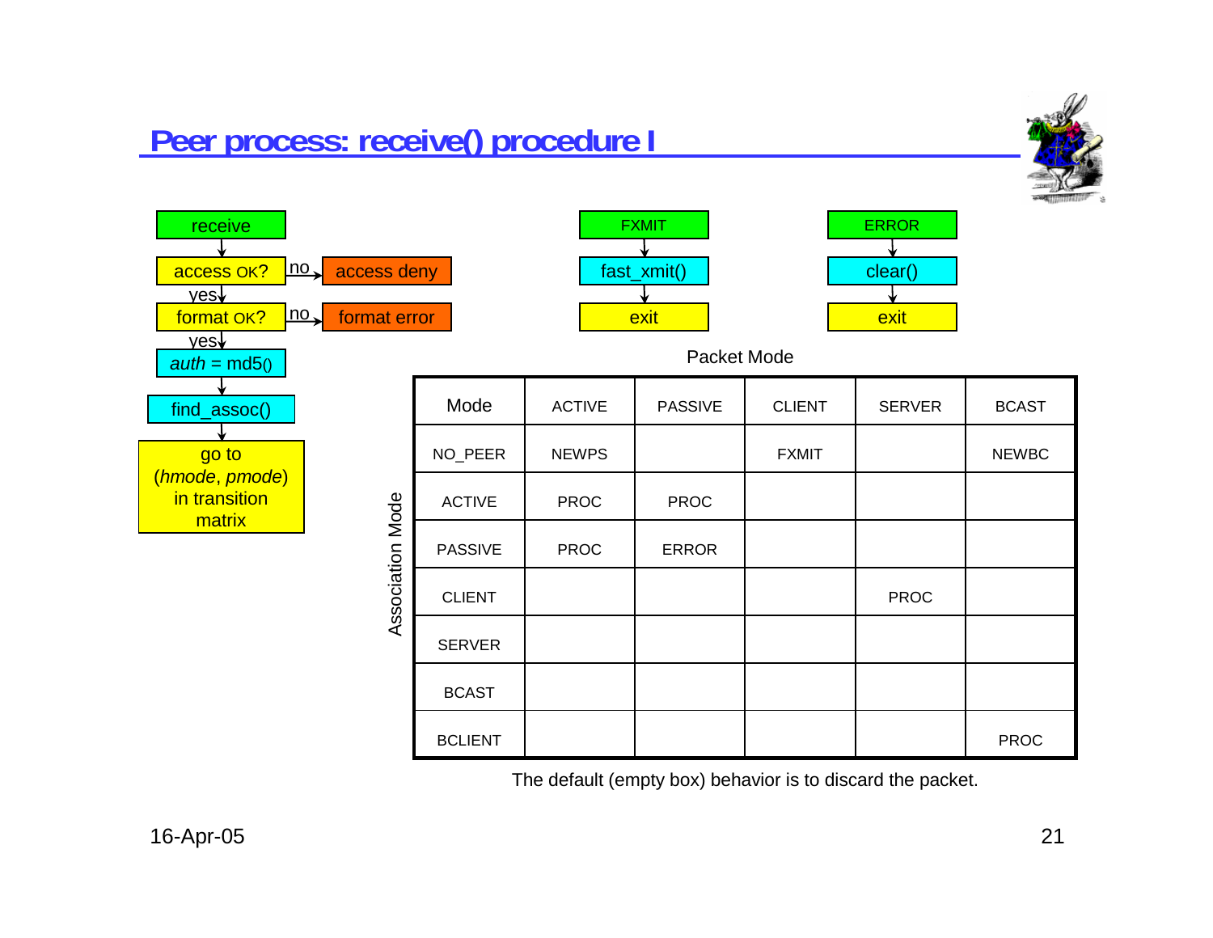# Peer process: receive() procedure I

receive → access OK? (no → access deny) → yes → format OK? (no → format error) → yes → *auth* = md5() → find_assoc() → go to (*hmode*, *pmode*) in transition matrix

FXMIT → fast_xmit() → exit

ERROR → clear() → exit

Packet Mode

| Association Mode | ACTIVE | PASSIVE | CLIENT | SERVER | BCAST |
|---|---|---|---|---|---|
| NO_PEER | NEWPS | | FXMIT | | NEWBC |
| ACTIVE | PROC | PROC | | | |
| PASSIVE | PROC | ERROR | | | |
| CLIENT | | | | PROC | |
| SERVER | | | | | |
| BCAST | | | | | |
| BCLIENT | | | | | PROC |

The default (empty box) behavior is to discard the packet.

16-Apr-05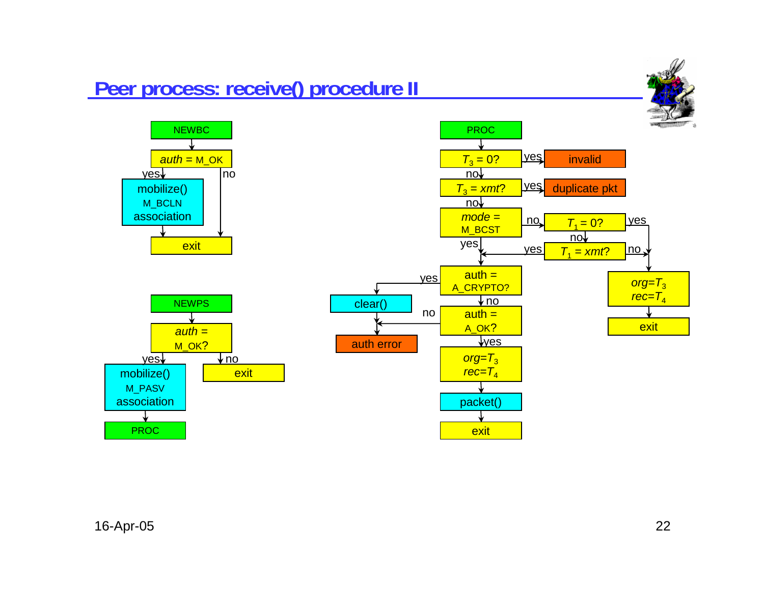# Peer process: receive() procedure II

**NEWBC**

- *auth* = M_OK
  - yes → mobilize() M_BCLN association → exit
  - no → exit

**NEWPS**

- *auth* = M_OK?
  - yes → mobilize() M_PASV association → PROC
  - no → exit

**PROC**

- $T_3$ = 0?
  - yes → invalid
  - no → $T_3$ = *xmt*?
    - yes → duplicate pkt
    - no → *mode* = M_BCST
      - yes → auth = A_CRYPTO?
      - no → $T_1$ = 0?
        - yes → *org*=$T_3$ *rec*=$T_4$ → exit
        - no → $T_1$ = *xmt*?
          - yes → auth = A_CRYPTO?
          - no → *org*=$T_3$ *rec*=$T_4$ → exit

- auth = A_CRYPTO?
  - yes → clear() → auth error
  - no → auth = A_OK?
    - no → auth error
    - yes → *org*=$T_3$ *rec*=$T_4$ → packet() → exit

16-Apr-05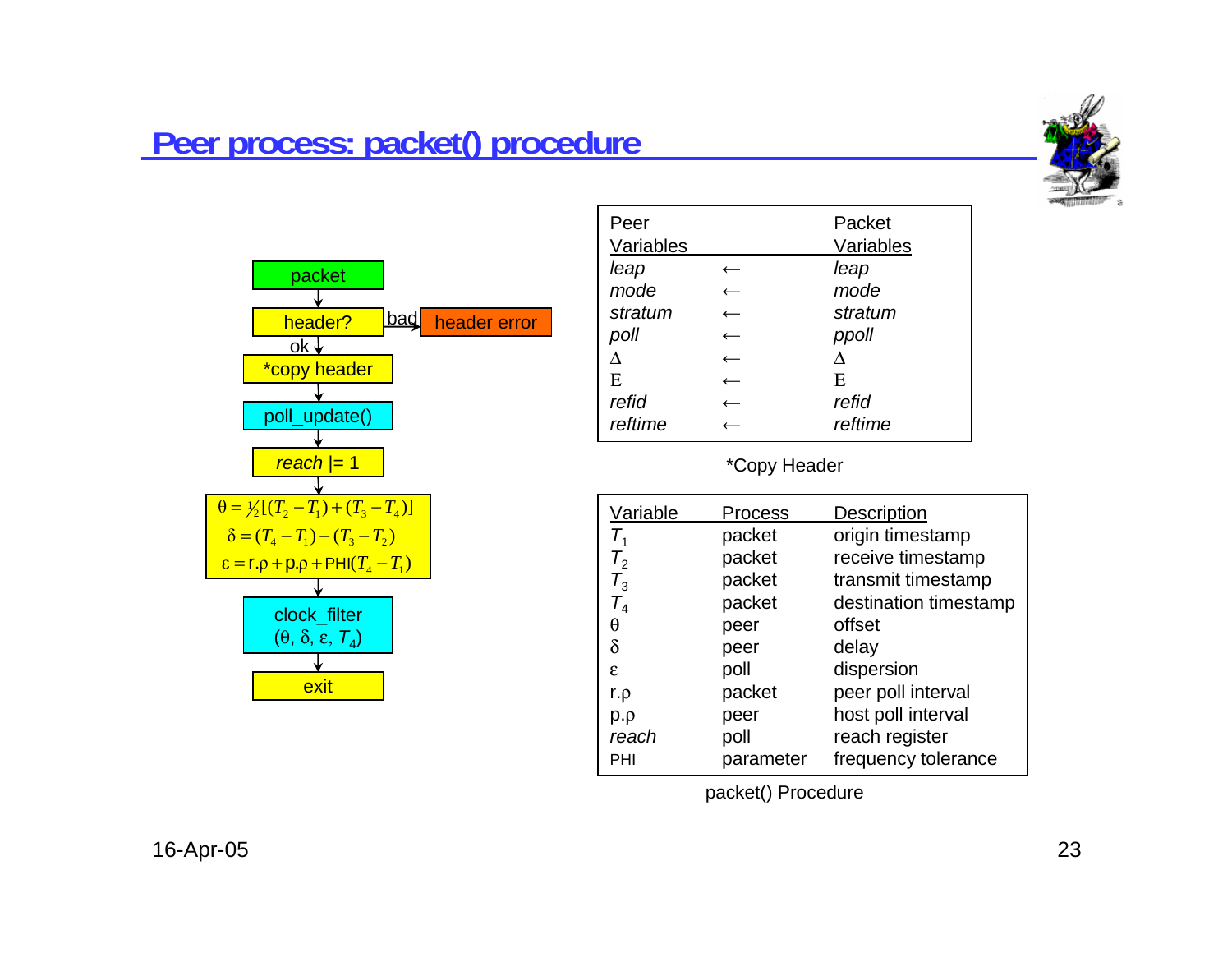# Peer process: packet() procedure

packet → header? (bad → header error; ok ↓) → *copy header → poll_update() → *reach* |= 1 →

$$\theta = \tfrac{1}{2}[(T_2 - T_1) + (T_3 - T_4)]$$
$$\delta = (T_4 - T_1) - (T_3 - T_2)$$
$$\varepsilon = \text{r}.\rho + \text{p}.\rho + \text{PHI}(T_4 - T_1)$$

→ clock_filter ($\theta$, $\delta$, $\varepsilon$, $T_4$) → exit

| Peer Variables | | Packet Variables |
|---|---|---|
| *leap* | ← | *leap* |
| *mode* | ← | *mode* |
| *stratum* | ← | *stratum* |
| *poll* | ← | *ppoll* |
| $\Delta$ | ← | $\Delta$ |
| E | ← | E |
| *refid* | ← | *refid* |
| *reftime* | ← | *reftime* |

*Copy Header

| Variable | Process | Description |
|---|---|---|
| $T_1$ | packet | origin timestamp |
| $T_2$ | packet | receive timestamp |
| $T_3$ | packet | transmit timestamp |
| $T_4$ | packet | destination timestamp |
| $\theta$ | peer | offset |
| $\delta$ | peer | delay |
| $\varepsilon$ | poll | dispersion |
| r.$\rho$ | packet | peer poll interval |
| p.$\rho$ | peer | host poll interval |
| *reach* | poll | reach register |
| PHI | parameter | frequency tolerance |

packet() Procedure

16-Apr-05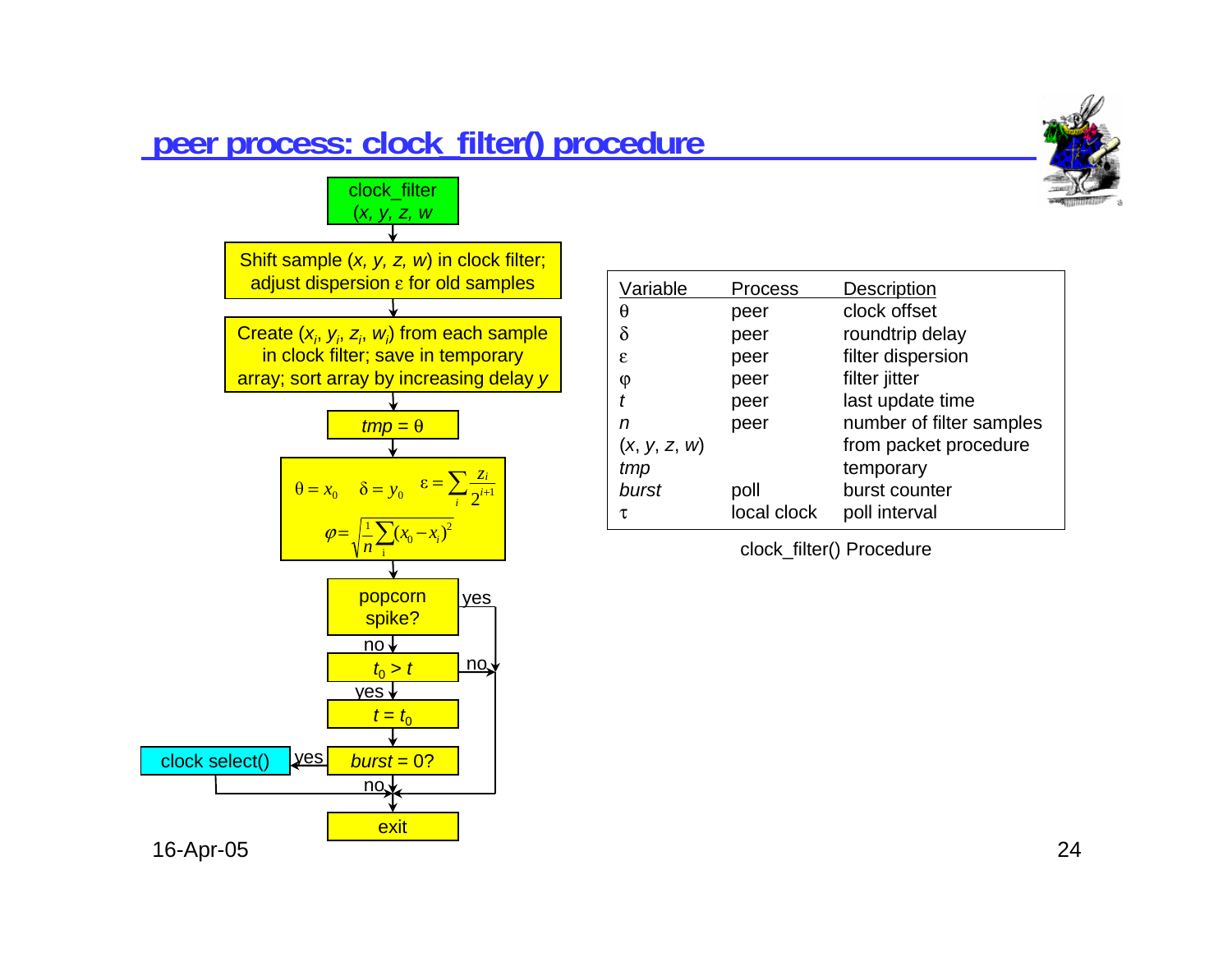# peer process: clock_filter() procedure

clock_filter ($x, y, z, w$)

Shift sample ($x, y, z, w$) in clock filter; adjust dispersion $\varepsilon$ for old samples

Create ($x_i, y_i, z_i, w_i$) from each sample in clock filter; save in temporary array; sort array by increasing delay $y$

$tmp = \theta$

$$\theta = x_0 \quad \delta = y_0 \quad \varepsilon = \sum_i \frac{z_i}{2^{i+1}}$$

$$\varphi = \sqrt{\frac{1}{n}\sum_i (x_0 - x_i)^2}$$

popcorn spike? — yes: exit; no: continue

$t_0 > t$ — no: exit; yes: continue

$t = t_0$

$burst = 0$? — yes: clock select(), then exit; no: exit

exit

| Variable | Process | Description |
| --- | --- | --- |
| $\theta$ | peer | clock offset |
| $\delta$ | peer | roundtrip delay |
| $\varepsilon$ | peer | filter dispersion |
| $\varphi$ | peer | filter jitter |
| $t$ | peer | last update time |
| $n$ | peer | number of filter samples |
| ($x, y, z, w$) | | from packet procedure |
| $tmp$ | | temporary |
| $burst$ | poll | burst counter |
| $\tau$ | local clock | poll interval |

clock_filter() Procedure

16-Apr-05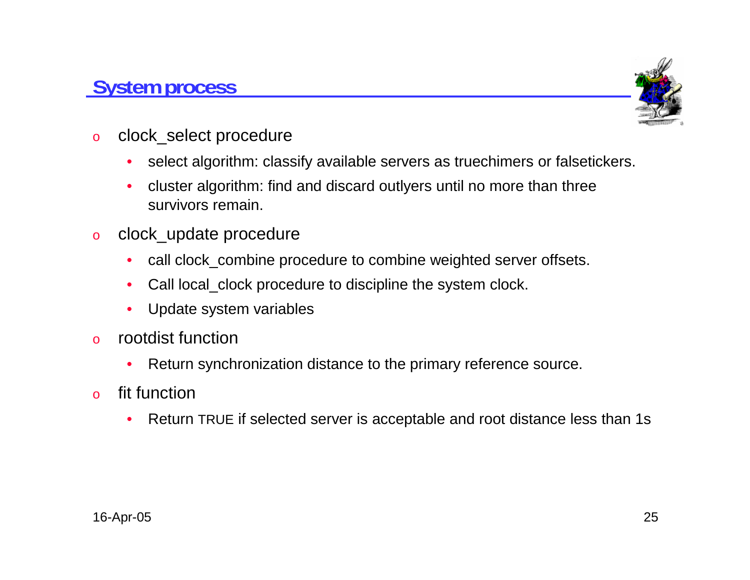## System process

- clock_select procedure
  - select algorithm: classify available servers as truechimers or falsetickers.
  - cluster algorithm: find and discard outlyers until no more than three survivors remain.
- clock_update procedure
  - call clock_combine procedure to combine weighted server offsets.
  - Call local_clock procedure to discipline the system clock.
  - Update system variables
- rootdist function
  - Return synchronization distance to the primary reference source.
- fit function
  - Return TRUE if selected server is acceptable and root distance less than 1s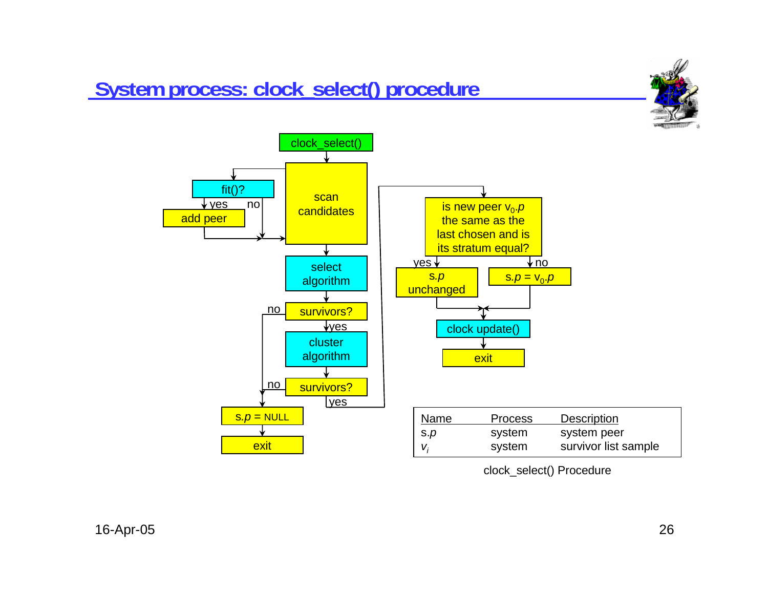# System process: clock_select() procedure

clock_select()

scan candidates

fit()?

yes

no

add peer

select algorithm

survivors?

no

yes

cluster algorithm

survivors?

no

yes

s.*p* = NULL

exit

is new peer $v_0.p$ the same as the last chosen and is its stratum equal?

yes

no

s.*p* unchanged

s.*p* = $v_0.p$

clock update()

exit

| Name | Process | Description |
|---|---|---|
| s.*p* | system | system peer |
| $v_i$ | system | survivor list sample |

clock_select() Procedure

16-Apr-05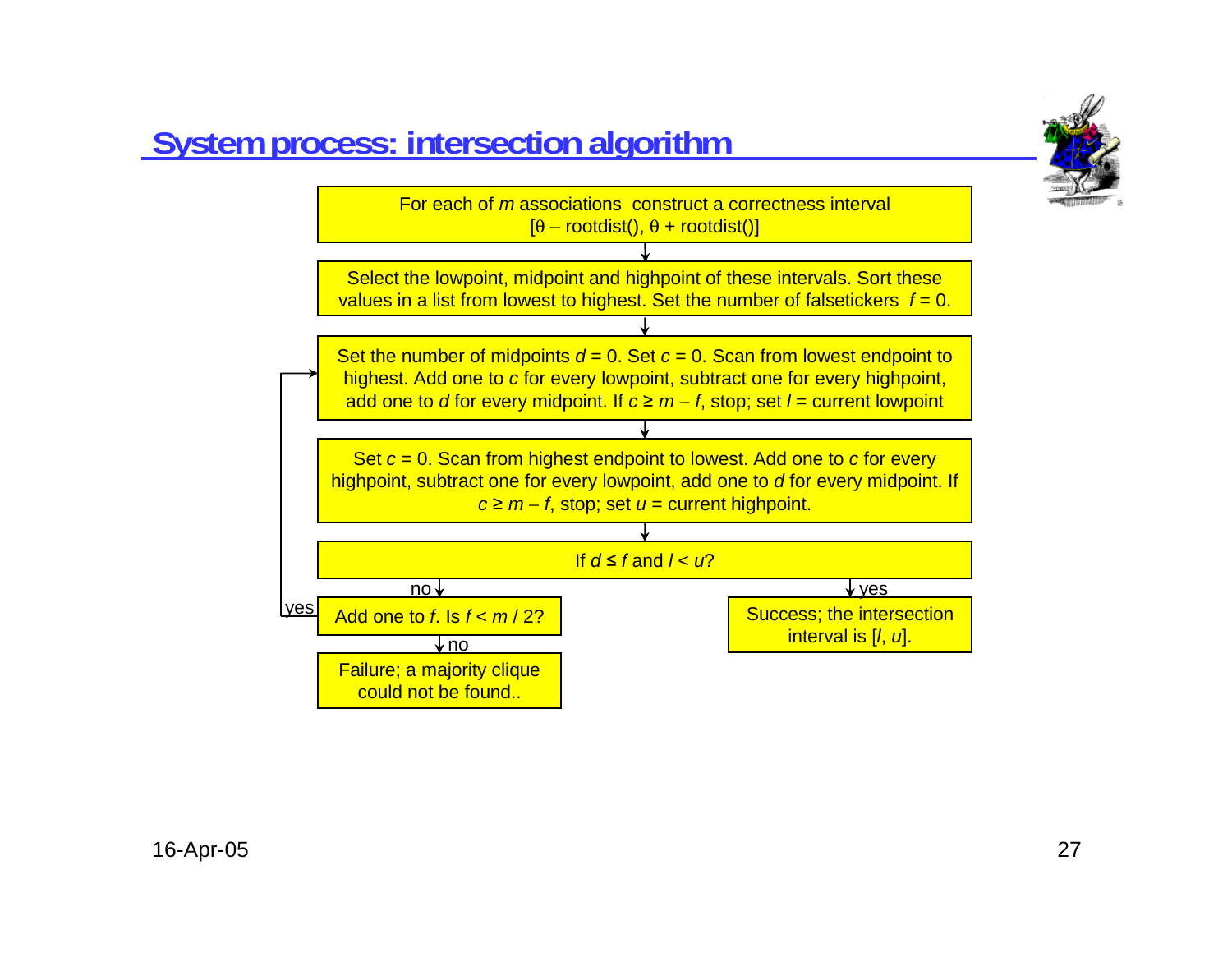# System process: intersection algorithm

For each of $m$ associations construct a correctness interval [$\theta$ – rootdist(), $\theta$ + rootdist()]

↓

Select the lowpoint, midpoint and highpoint of these intervals. Sort these values in a list from lowest to highest. Set the number of falsetickers $f = 0$.

↓

Set the number of midpoints $d = 0$. Set $c = 0$. Scan from lowest endpoint to highest. Add one to $c$ for every lowpoint, subtract one for every highpoint, add one to $d$ for every midpoint. If $c \geq m - f$, stop; set $l$ = current lowpoint

↓

Set $c = 0$. Scan from highest endpoint to lowest. Add one to $c$ for every highpoint, subtract one for every lowpoint, add one to $d$ for every midpoint. If $c \geq m - f$, stop; set $u$ = current highpoint.

↓

If $d \leq f$ and $l < u$?

- **yes** → Success; the intersection interval is [$l$, $u$].
- **no** → Add one to $f$. Is $f < m / 2$?
  - **yes** → return to "Set the number of midpoints $d = 0$..."
  - **no** → Failure; a majority clique could not be found..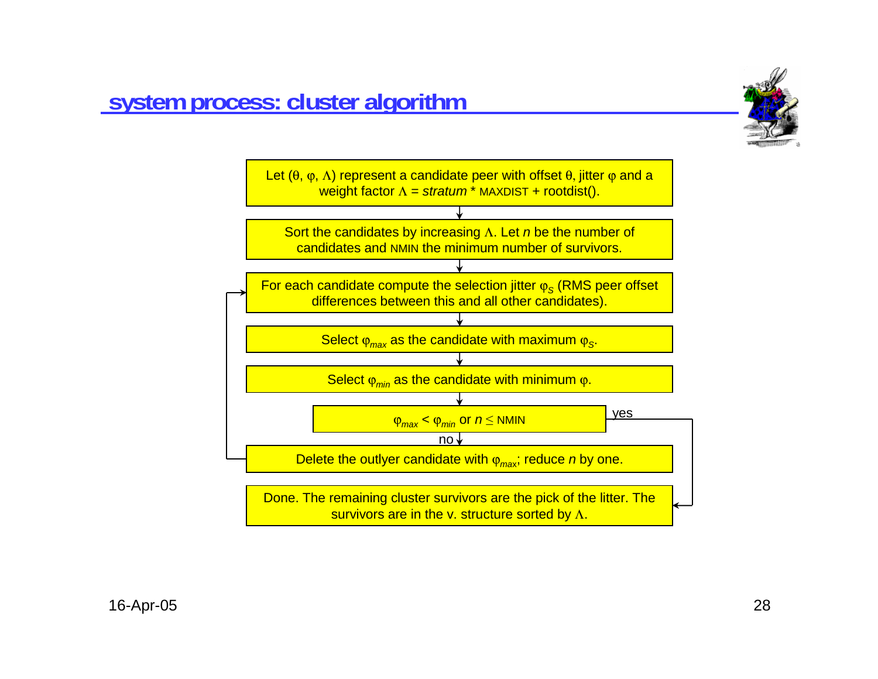## system process: cluster algorithm

Let $(\theta, \varphi, \Lambda)$ represent a candidate peer with offset $\theta$, jitter $\varphi$ and a weight factor $\Lambda$ = *stratum* * MAXDIST + rootdist().

↓

Sort the candidates by increasing $\Lambda$. Let *n* be the number of candidates and NMIN the minimum number of survivors.

↓

For each candidate compute the selection jitter $\varphi_S$ (RMS peer offset differences between this and all other candidates).

↓

Select $\varphi_{max}$ as the candidate with maximum $\varphi_S$.

↓

Select $\varphi_{min}$ as the candidate with minimum $\varphi$.

↓

$\varphi_{max} < \varphi_{min}$ or $n \leq$ NMIN

- yes → Done.
- no ↓

Delete the outlyer candidate with $\varphi_{max}$; reduce *n* by one. (→ return to "For each candidate compute the selection jitter")

Done. The remaining cluster survivors are the pick of the litter. The survivors are in the v. structure sorted by $\Lambda$.

16-Apr-05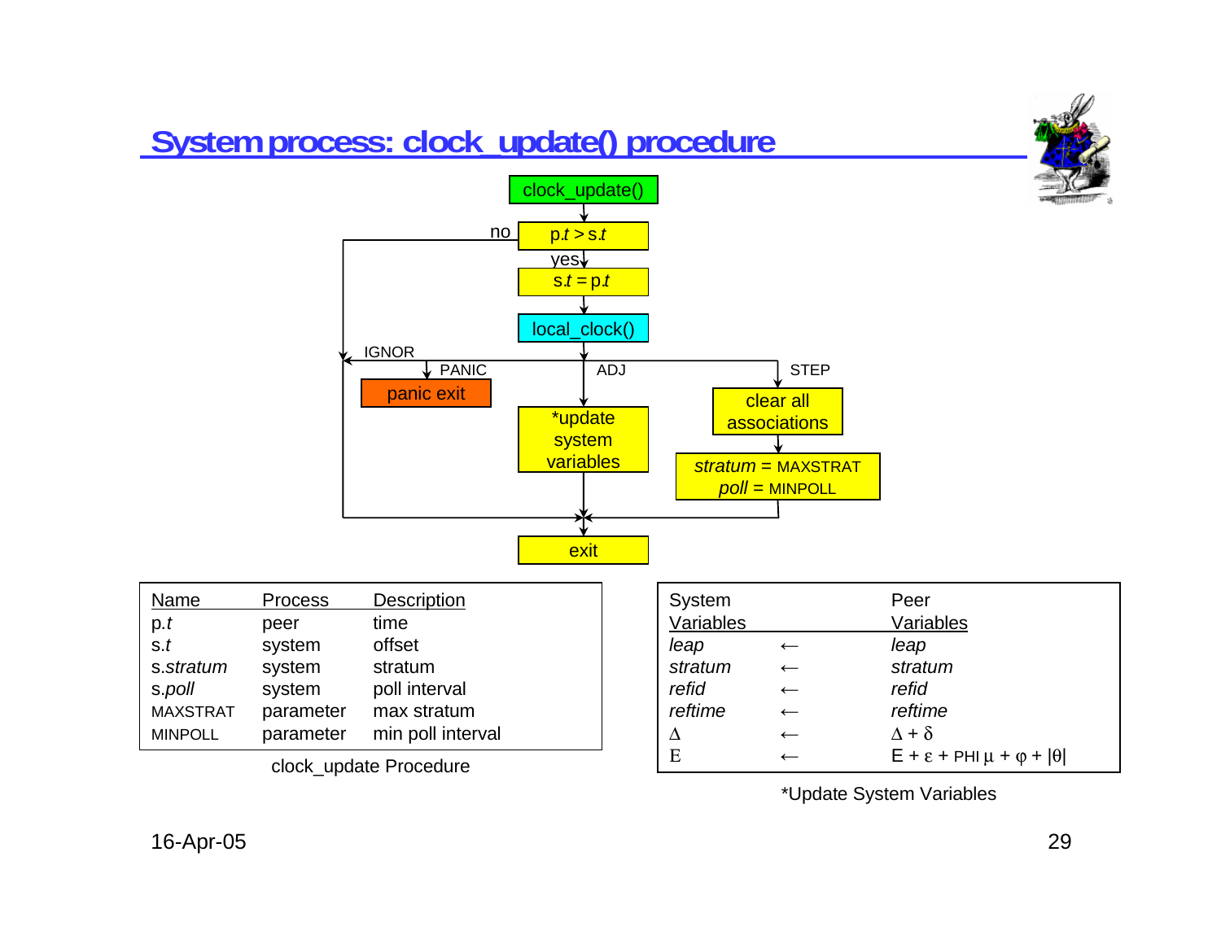# System process: clock_update() procedure

clock_update()

p.$t$ > s.$t$ — no / yes

s.$t$ = p.$t$

local_clock()

IGNOR | PANIC | ADJ | STEP

panic exit

*update system variables

clear all associations

*stratum* = MAXSTRAT
*poll* = MINPOLL

exit

| Name | Process | Description |
|---|---|---|
| p.*t* | peer | time |
| s.*t* | system | offset |
| s.*stratum* | system | stratum |
| s.*poll* | system | poll interval |
| MAXSTRAT | parameter | max stratum |
| MINPOLL | parameter | min poll interval |

clock_update Procedure

| System Variables | | Peer Variables |
|---|---|---|
| *leap* | ← | *leap* |
| *stratum* | ← | *stratum* |
| *refid* | ← | *refid* |
| *reftime* | ← | *reftime* |
| $\Delta$ | ← | $\Delta + \delta$ |
| E | ← | $E + \varepsilon + \text{PHI}\,\mu + \varphi + \lvert\theta\rvert$ |

*Update System Variables

16-Apr-05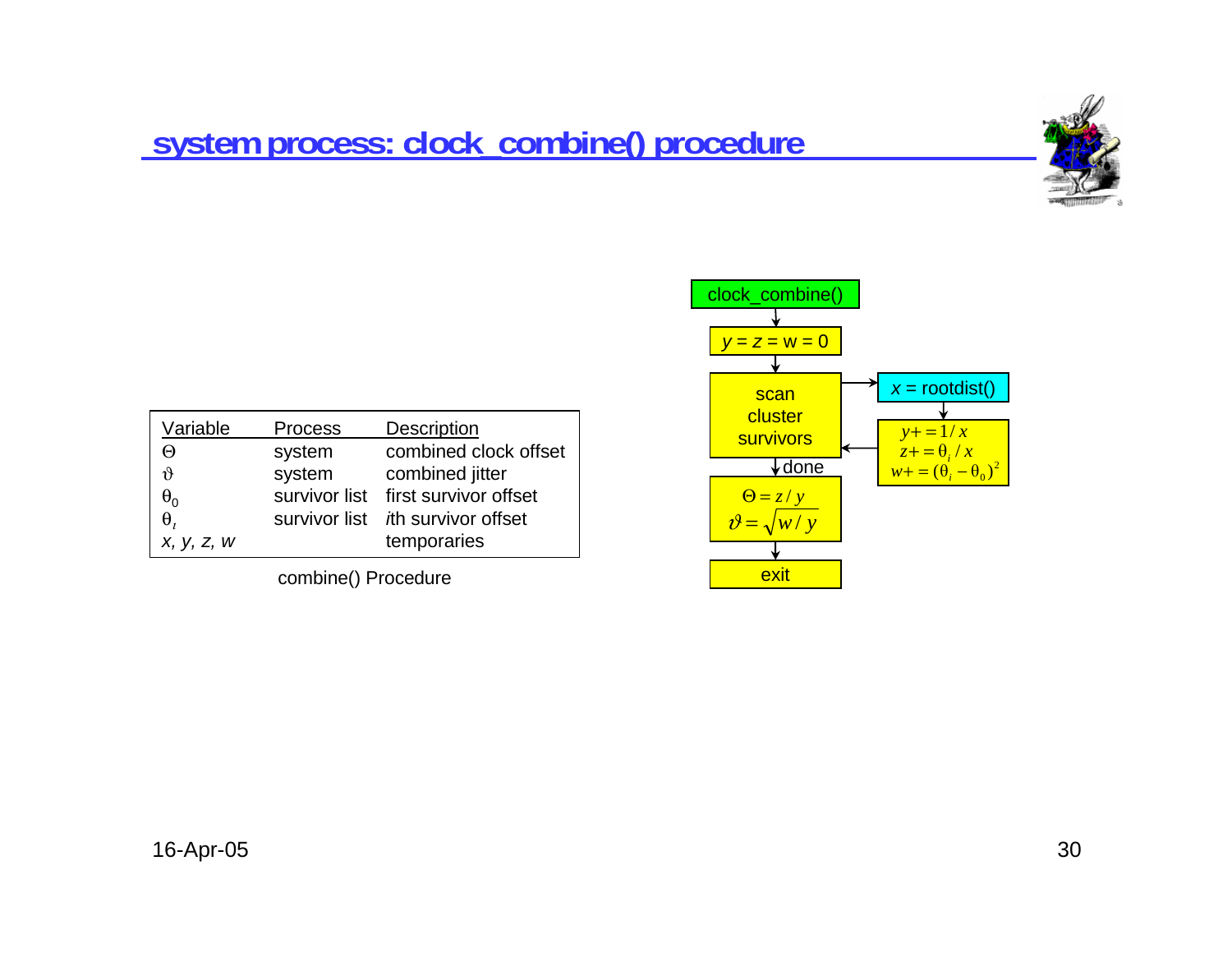# system process: clock_combine() procedure

| Variable | Process | Description |
| --- | --- | --- |
| $\Theta$ | system | combined clock offset |
| $\vartheta$ | system | combined jitter |
| $\theta_0$ | survivor list | first survivor offset |
| $\theta_i$ | survivor list | *i*th survivor offset |
| *x, y, z, w* | | temporaries |

combine() Procedure

clock_combine()

$y = z = w = 0$

scan cluster survivors

$x$ = rootdist()

$y += 1/x$

$z += \theta_i / x$

$w += (\theta_i - \theta_0)^2$

done

$\Theta = z / y$

$\vartheta = \sqrt{w / y}$

exit

16-Apr-05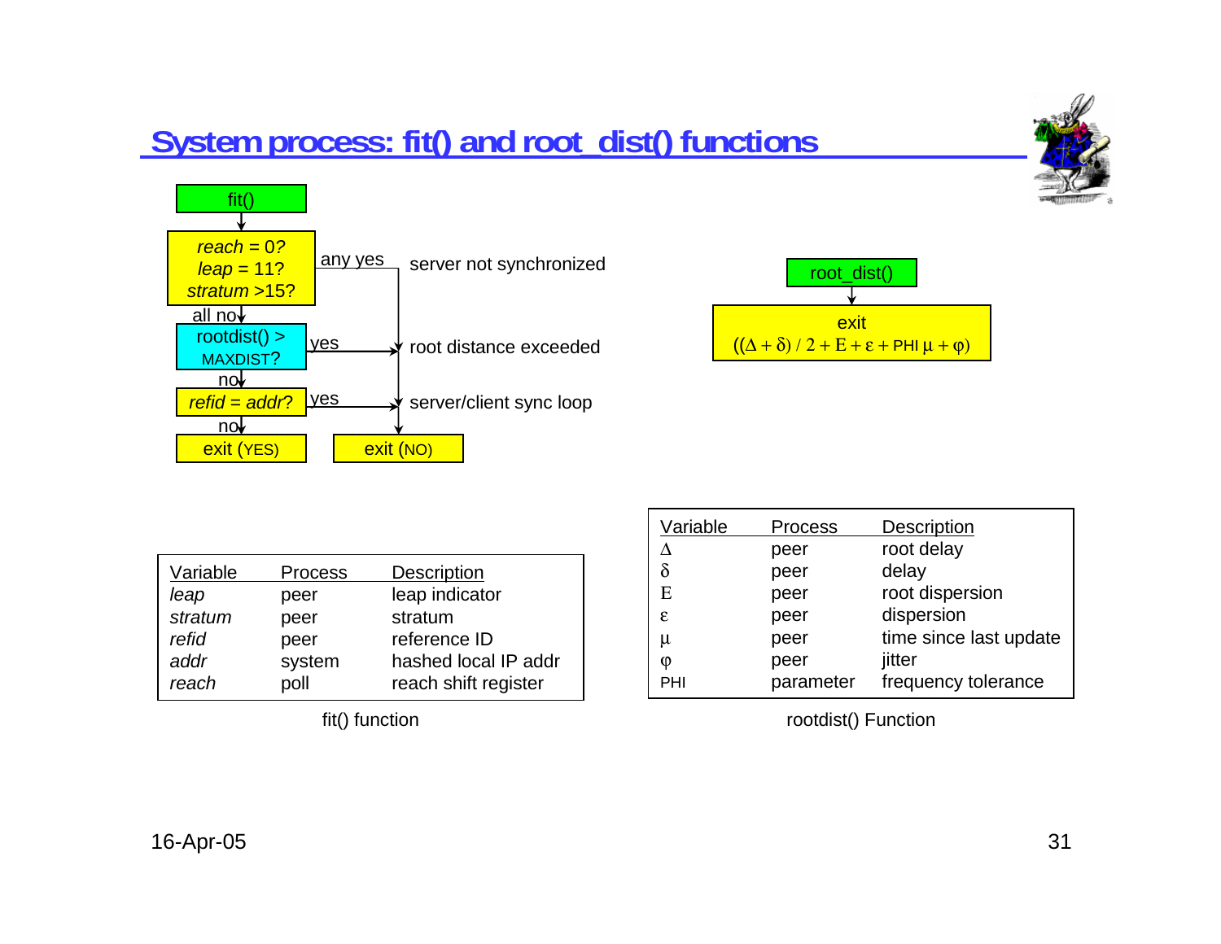# System process: fit() and root_dist() functions

fit()

- *reach* = 0? *leap* = 11? *stratum* >15? — any yes → server not synchronized → exit (NO)
- all no → rootdist() > MAXDIST? — yes → root distance exceeded → exit (NO)
- no → *refid* = *addr*? — yes → server/client sync loop → exit (NO)
- no → exit (YES)

root_dist()

exit $((\Delta + \delta) / 2 + E + \varepsilon + \text{PHI}\,\mu + \varphi)$

| Variable | Process | Description |
|---|---|---|
| *leap* | peer | leap indicator |
| *stratum* | peer | stratum |
| *refid* | peer | reference ID |
| *addr* | system | hashed local IP addr |
| *reach* | poll | reach shift register |

fit() function

| Variable | Process | Description |
|---|---|---|
| $\Delta$ | peer | root delay |
| $\delta$ | peer | delay |
| E | peer | root dispersion |
| $\varepsilon$ | peer | dispersion |
| $\mu$ | peer | time since last update |
| $\varphi$ | peer | jitter |
| PHI | parameter | frequency tolerance |

rootdist() Function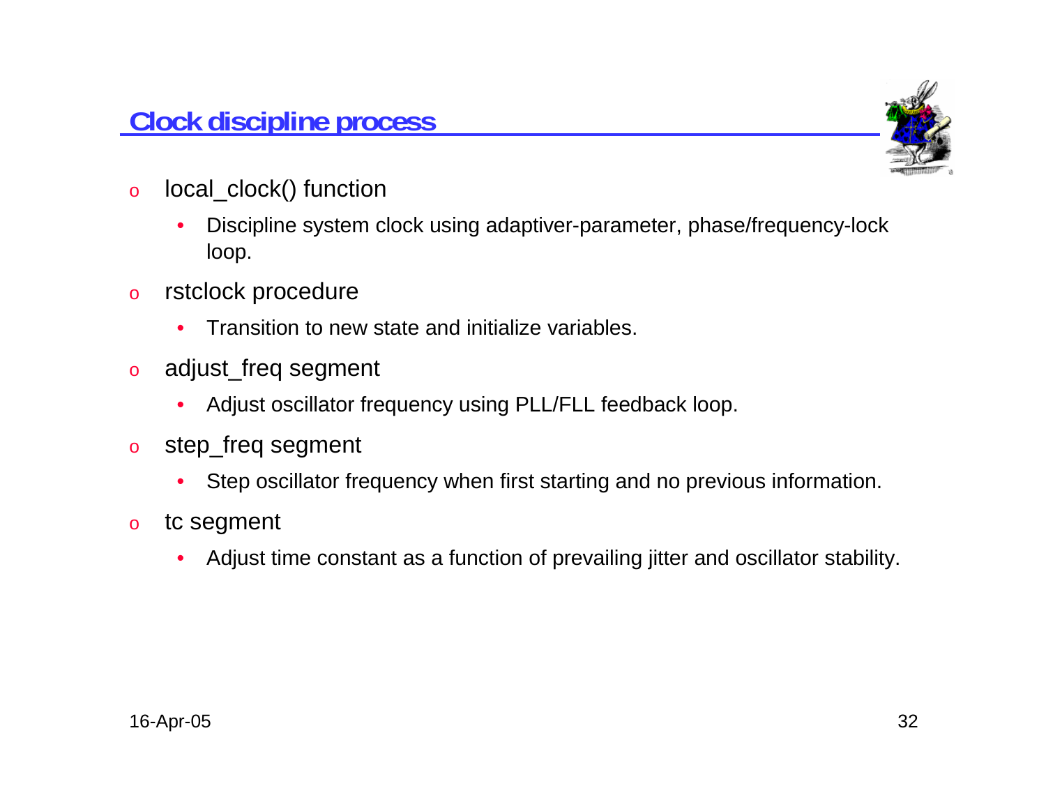## Clock discipline process

- local_clock() function
  - Discipline system clock using adaptiver-parameter, phase/frequency-lock loop.
- rstclock procedure
  - Transition to new state and initialize variables.
- adjust_freq segment
  - Adjust oscillator frequency using PLL/FLL feedback loop.
- step_freq segment
  - Step oscillator frequency when first starting and no previous information.
- tc segment
  - Adjust time constant as a function of prevailing jitter and oscillator stability.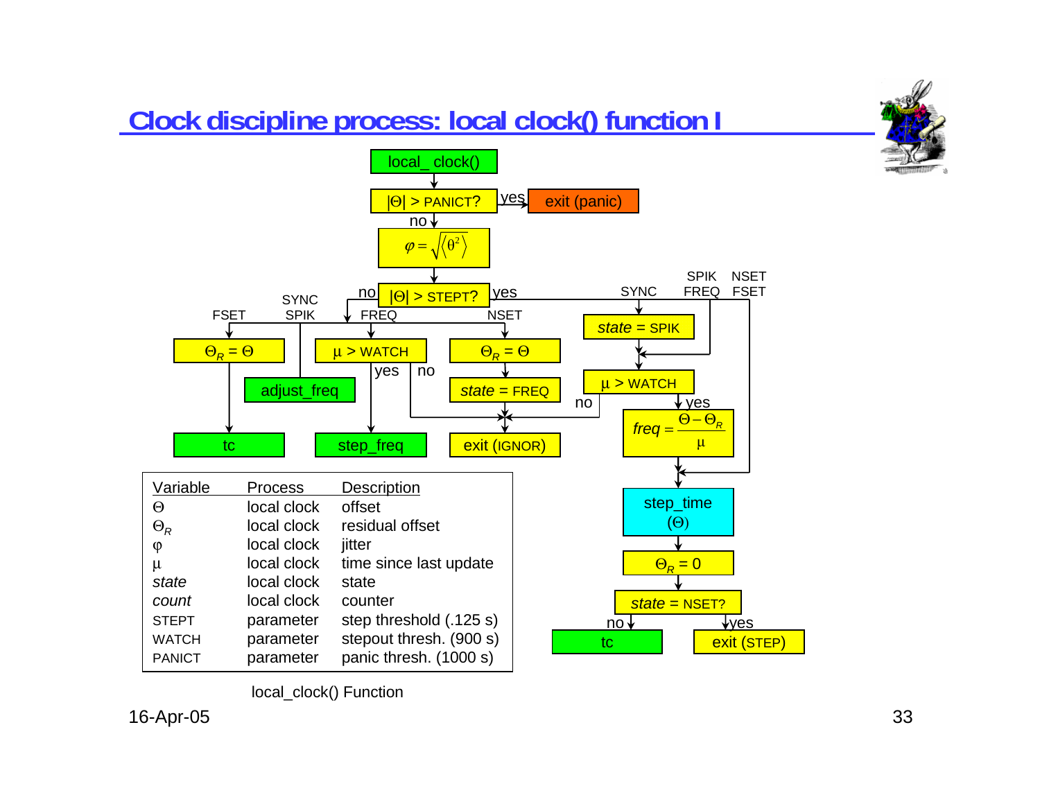# Clock discipline process: local clock() function I

local_ clock()

$|\Theta| >$ PANICT? — yes → exit (panic)

no ↓

$\varphi = \sqrt{\langle \theta^2 \rangle}$

$|\Theta| >$ STEPT?

- no:
  - FSET: $\Theta_R = \Theta$ → tc
  - SYNC / SPIK: adjust_freq
  - FREQ: $\mu >$ WATCH
    - yes: step_freq
    - no: exit (IGNOR)
  - NSET: $\Theta_R = \Theta$ → *state* = FREQ → exit (IGNOR)
- yes:
  - SYNC: *state* = SPIK → $\mu >$ WATCH
  - SPIK / FREQ: $\mu >$ WATCH
    - no: exit (IGNOR)
    - yes: $freq = \dfrac{\Theta - \Theta_R}{\mu}$
  - NSET / FSET: step_time ($\Theta$)

step_time ($\Theta$) → $\Theta_R = 0$ → *state* = NSET?

- no: tc
- yes: exit (STEP)

| Variable | Process | Description |
| --- | --- | --- |
| $\Theta$ | local clock | offset |
| $\Theta_R$ | local clock | residual offset |
| $\varphi$ | local clock | jitter |
| $\mu$ | local clock | time since last update |
| *state* | local clock | state |
| *count* | local clock | counter |
| STEPT | parameter | step threshold (.125 s) |
| WATCH | parameter | stepout thresh. (900 s) |
| PANICT | parameter | panic thresh. (1000 s) |

local_clock() Function

16-Apr-05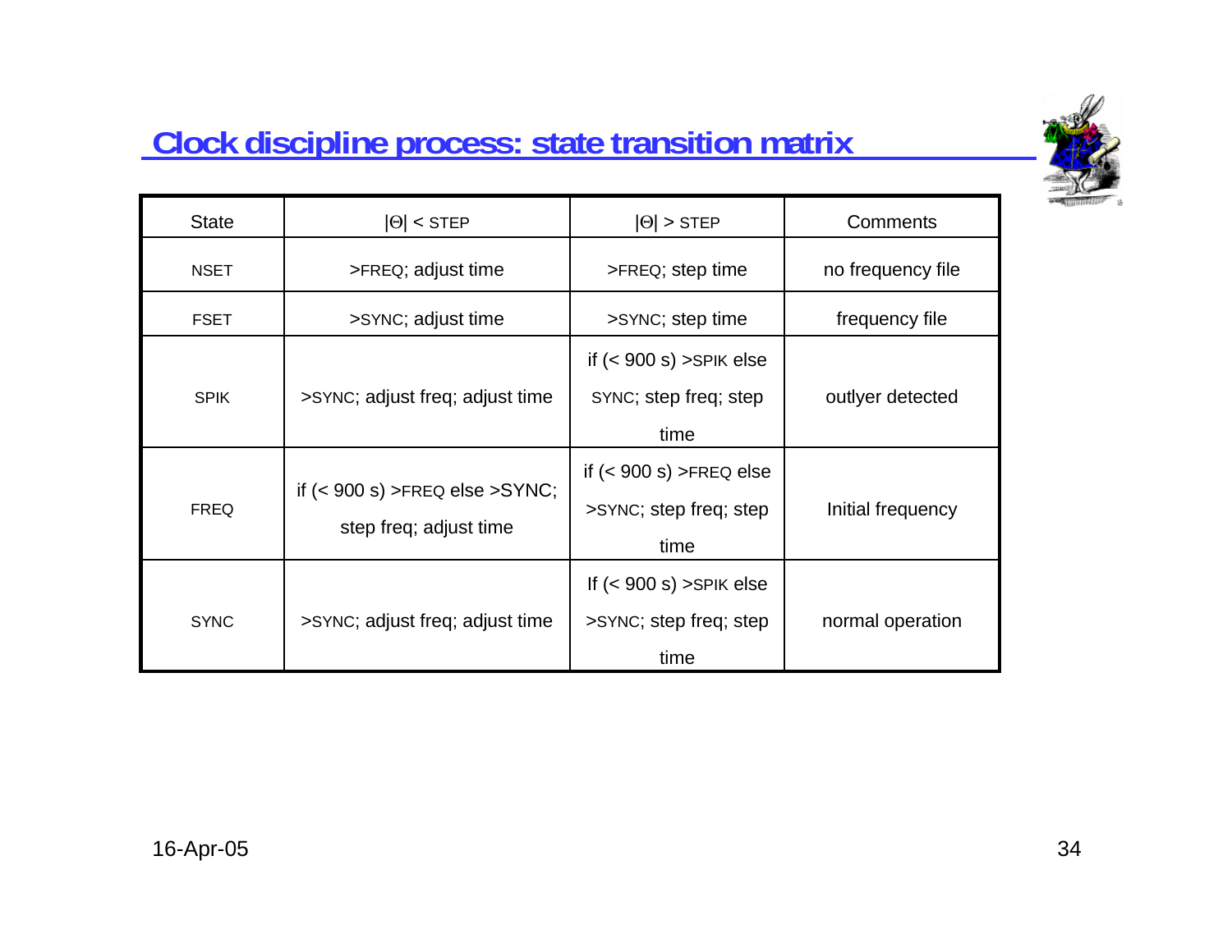# Clock discipline process: state transition matrix

| State | $|\Theta|$ < STEP | $|\Theta|$ > STEP | Comments |
|---|---|---|---|
| NSET | >FREQ; adjust time | >FREQ; step time | no frequency file |
| FSET | >SYNC; adjust time | >SYNC; step time | frequency file |
| SPIK | >SYNC; adjust freq; adjust time | if (< 900 s) >SPIK else SYNC; step freq; step time | outlyer detected |
| FREQ | if (< 900 s) >FREQ else >SYNC; step freq; adjust time | if (< 900 s) >FREQ else >SYNC; step freq; step time | Initial frequency |
| SYNC | >SYNC; adjust freq; adjust time | If (< 900 s) >SPIK else >SYNC; step freq; step time | normal operation |

16-Apr-05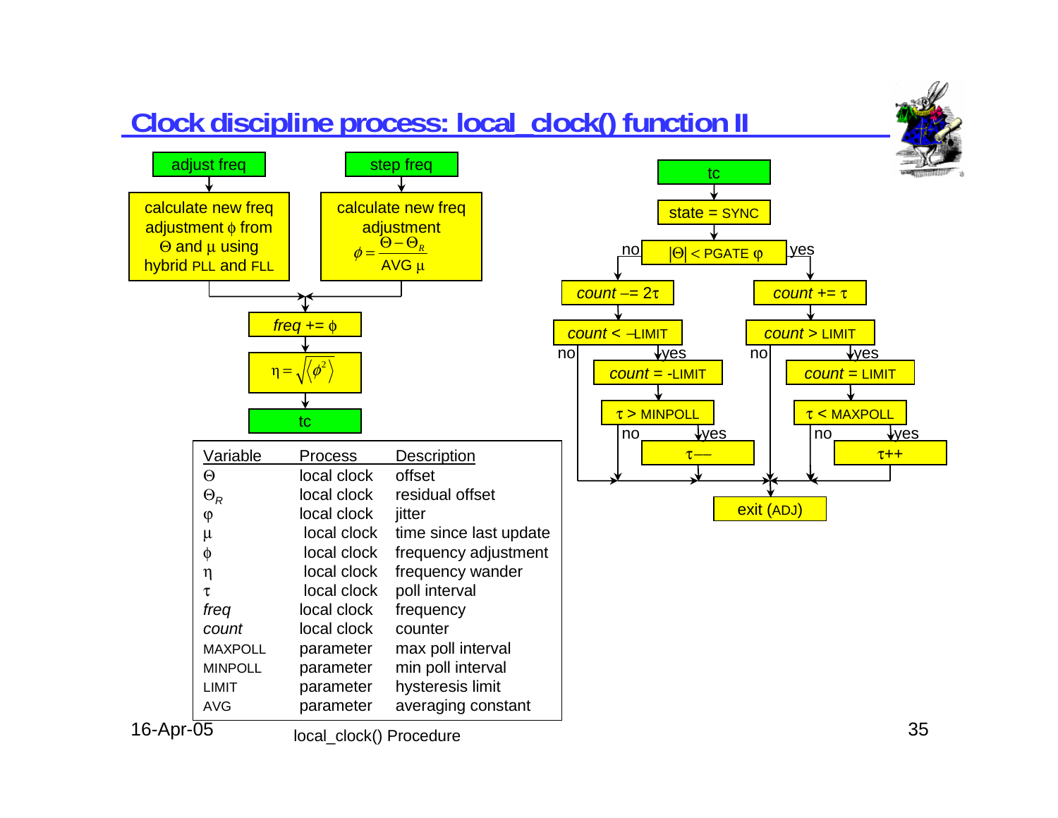# Clock discipline process: local_clock() function II

adjust freq → calculate new freq adjustment $\phi$ from $\Theta$ and $\mu$ using hybrid PLL and FLL

step freq → calculate new freq adjustment $\phi = \frac{\Theta - \Theta_R}{\text{AVG } \mu}$

→ *freq* += $\phi$ → $\eta = \sqrt{\langle \phi^2 \rangle}$ → tc

tc → state = SYNC → $|\Theta|$ < PGATE $\varphi$

- no → *count* –= $2\tau$ → *count* < –LIMIT
  - no → exit (ADJ)
  - yes → *count* = -LIMIT → $\tau$ > MINPOLL
    - no → exit (ADJ)
    - yes → $\tau$–– → exit (ADJ)
- yes → *count* += $\tau$ → *count* > LIMIT
  - no → exit (ADJ)
  - yes → *count* = LIMIT → $\tau$ < MAXPOLL
    - no → exit (ADJ)
    - yes → $\tau$++ → exit (ADJ)

| Variable | Process | Description |
|---|---|---|
| $\Theta$ | local clock | offset |
| $\Theta_R$ | local clock | residual offset |
| $\varphi$ | local clock | jitter |
| $\mu$ | local clock | time since last update |
| $\phi$ | local clock | frequency adjustment |
| $\eta$ | local clock | frequency wander |
| $\tau$ | local clock | poll interval |
| *freq* | local clock | frequency |
| *count* | local clock | counter |
| MAXPOLL | parameter | max poll interval |
| MINPOLL | parameter | min poll interval |
| LIMIT | parameter | hysteresis limit |
| AVG | parameter | averaging constant |

local_clock() Procedure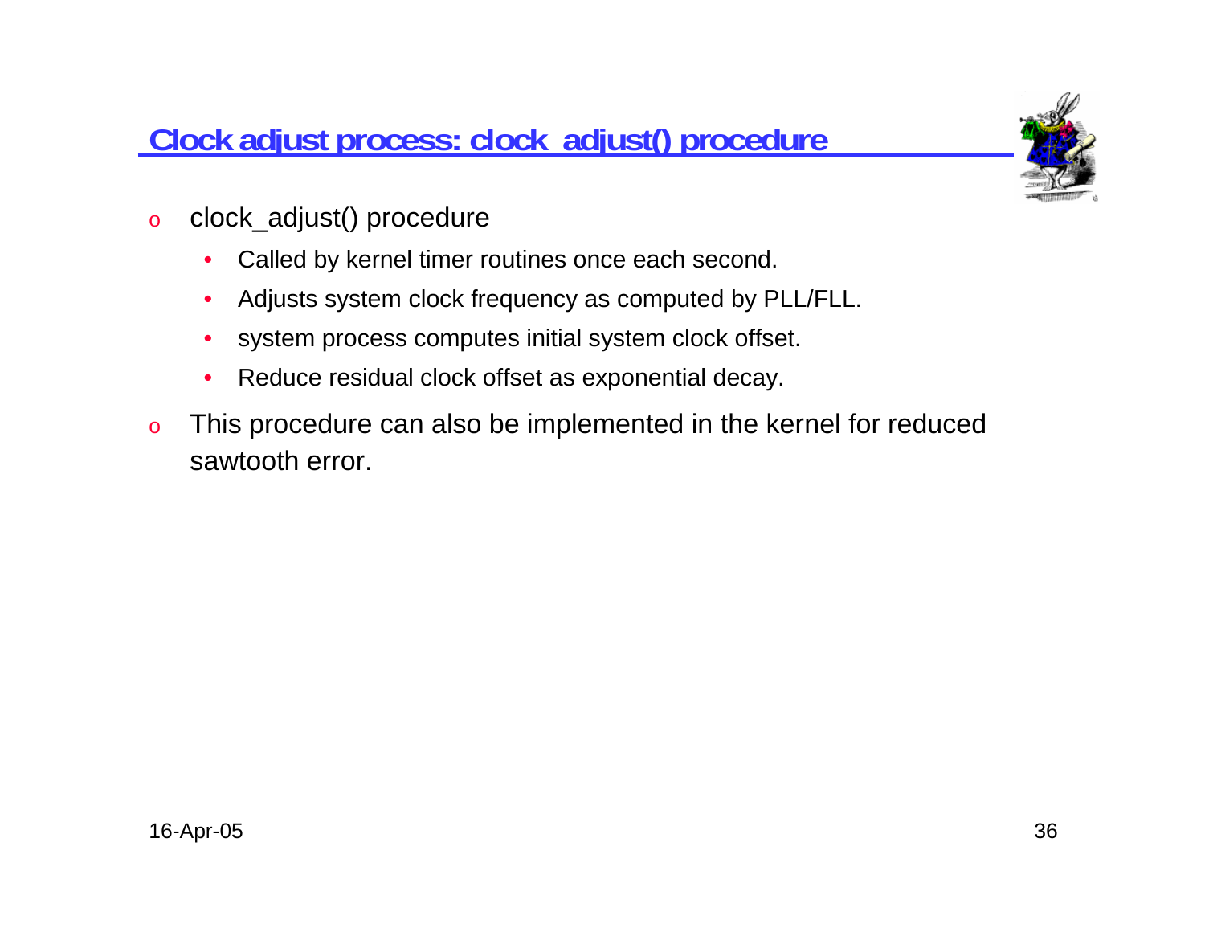## Clock adjust process: clock_adjust() procedure

- clock_adjust() procedure
  - Called by kernel timer routines once each second.
  - Adjusts system clock frequency as computed by PLL/FLL.
  - system process computes initial system clock offset.
  - Reduce residual clock offset as exponential decay.
- This procedure can also be implemented in the kernel for reduced sawtooth error.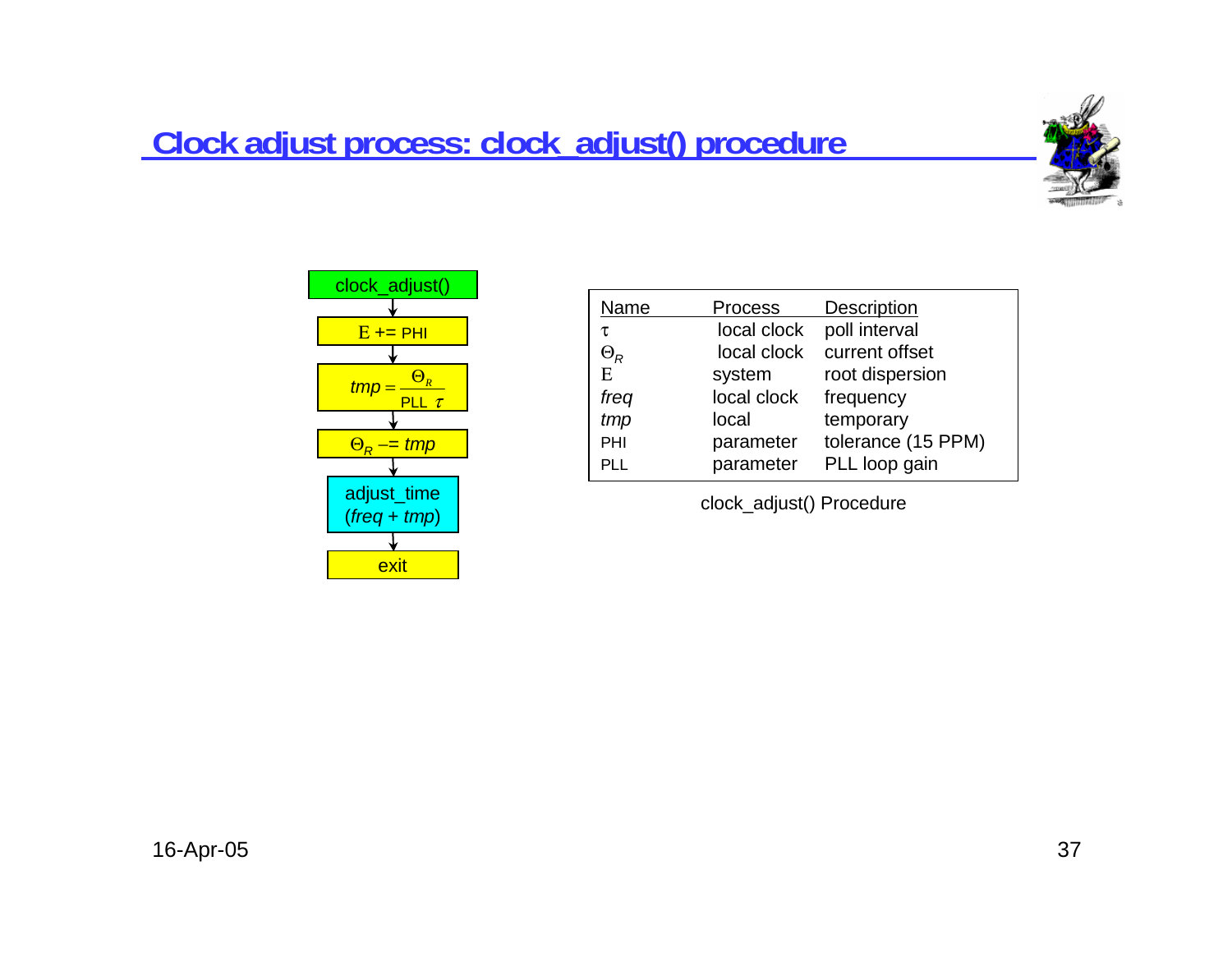# Clock adjust process: clock_adjust() procedure

clock_adjust()

↓

$E$ += PHI

↓

$tmp = \frac{\Theta_R}{\text{PLL } \tau}$

↓

$\Theta_R$ −= $tmp$

↓

adjust_time ($freq$ + $tmp$)

↓

exit

| Name | Process | Description |
|---|---|---|
| $\tau$ | local clock | poll interval |
| $\Theta_R$ | local clock | current offset |
| $E$ | system | root dispersion |
| *freq* | local clock | frequency |
| *tmp* | local | temporary |
| PHI | parameter | tolerance (15 PPM) |
| PLL | parameter | PLL loop gain |

clock_adjust() Procedure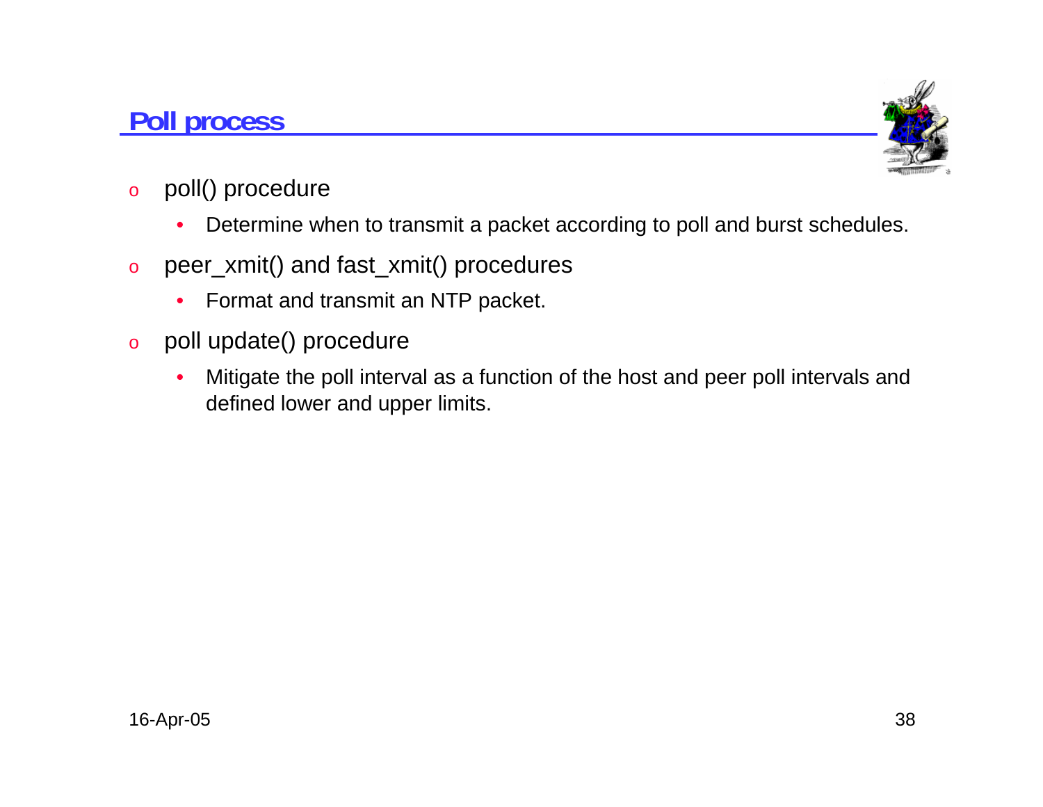## Poll process

- poll() procedure
  - Determine when to transmit a packet according to poll and burst schedules.
- peer_xmit() and fast_xmit() procedures
  - Format and transmit an NTP packet.
- poll update() procedure
  - Mitigate the poll interval as a function of the host and peer poll intervals and defined lower and upper limits.

16-Apr-05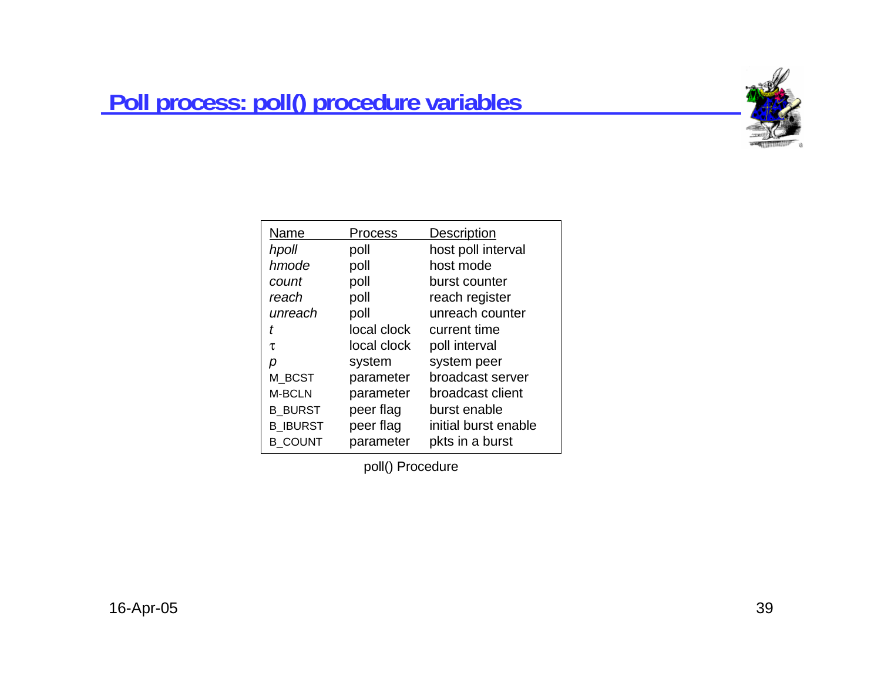# Poll process: poll() procedure variables

| Name | Process | Description |
|---|---|---|
| *hpoll* | poll | host poll interval |
| *hmode* | poll | host mode |
| *count* | poll | burst counter |
| *reach* | poll | reach register |
| *unreach* | poll | unreach counter |
| *t* | local clock | current time |
| $\tau$ | local clock | poll interval |
| *p* | system | system peer |
| M_BCST | parameter | broadcast server |
| M-BCLN | parameter | broadcast client |
| B_BURST | peer flag | burst enable |
| B_IBURST | peer flag | initial burst enable |
| B_COUNT | parameter | pkts in a burst |

poll() Procedure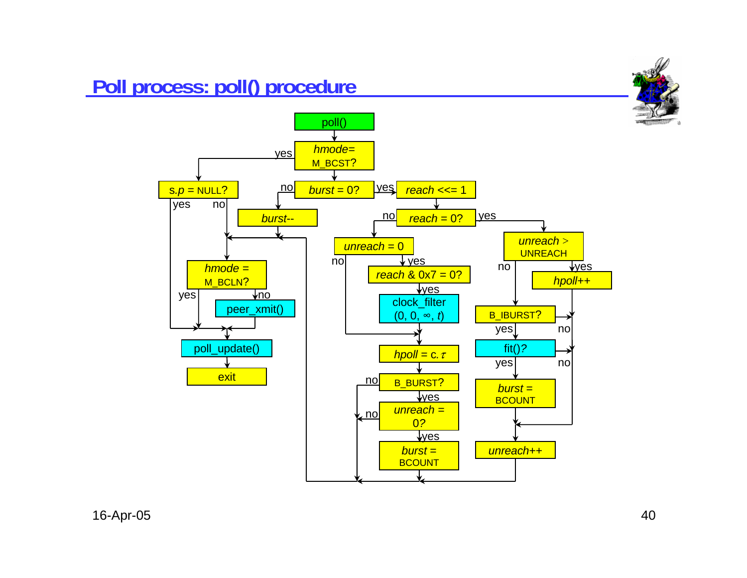# Poll process: poll() procedure

poll()

*hmode*= M_BCST?

yes

no

s.*p* = NULL?

yes

no

*burst* = 0?

yes

no

*reach* <<= 1

*burst*--

*reach* = 0?

no

yes

*unreach* = 0

no

yes

*unreach* > UNREACH

no

yes

*hmode* = M_BCLN?

yes

no

*reach* & 0x7 = 0?

yes

*hpoll*++

peer_xmit()

clock_filter (0, 0, ∞, *t*)

B_IBURST?

yes

no

poll_update()

*hpoll* = c.τ

fit()?

yes

no

exit

B_BURST?

no

yes

*burst* = BCOUNT

*unreach* = 0?

no

yes

*burst* = BCOUNT

*unreach*++

16-Apr-05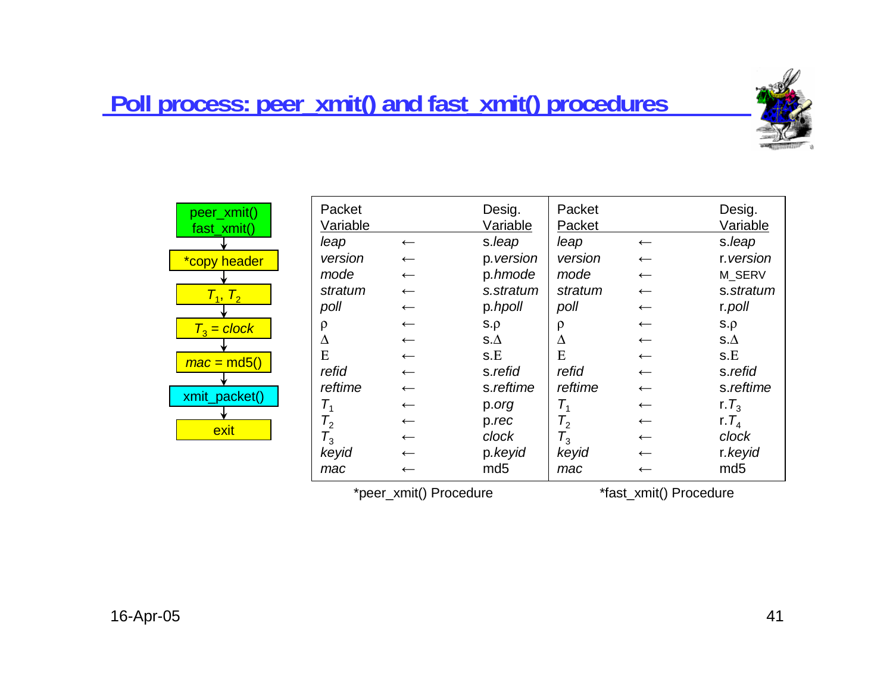# Poll process: peer_xmit() and fast_xmit() procedures

peer_xmit()
fast_xmit()
↓
*copy header
↓
$T_1$, $T_2$
↓
$T_3$ = *clock*
↓
*mac* = md5()
↓
xmit_packet()
↓
exit

| Packet Variable | | Desig. Variable | Packet Packet | | Desig. Variable |
|---|---|---|---|---|---|
| *leap* | ← | s.*leap* | *leap* | ← | s.*leap* |
| *version* | ← | p.*version* | *version* | ← | r.*version* |
| *mode* | ← | p.*hmode* | *mode* | ← | M_SERV |
| *stratum* | ← | *s.stratum* | *stratum* | ← | s.*stratum* |
| *poll* | ← | p.*hpoll* | *poll* | ← | r.*poll* |
| $\rho$ | ← | s.$\rho$ | $\rho$ | ← | s.$\rho$ |
| $\Delta$ | ← | s.$\Delta$ | $\Delta$ | ← | s.$\Delta$ |
| Ε | ← | s.Ε | Ε | ← | s.Ε |
| *refid* | ← | s.*refid* | *refid* | ← | s.*refid* |
| *reftime* | ← | s.*reftime* | *reftime* | ← | s.*reftime* |
| $T_1$ | ← | p.*org* | $T_1$ | ← | r.$T_3$ |
| $T_2$ | ← | p.*rec* | $T_2$ | ← | r.$T_4$ |
| $T_3$ | ← | *clock* | $T_3$ | ← | *clock* |
| *keyid* | ← | p.*keyid* | *keyid* | ← | r.*keyid* |
| *mac* | ← | md5 | *mac* | ← | md5 |

*peer_xmit() Procedure &nbsp;&nbsp;&nbsp;&nbsp; *fast_xmit() Procedure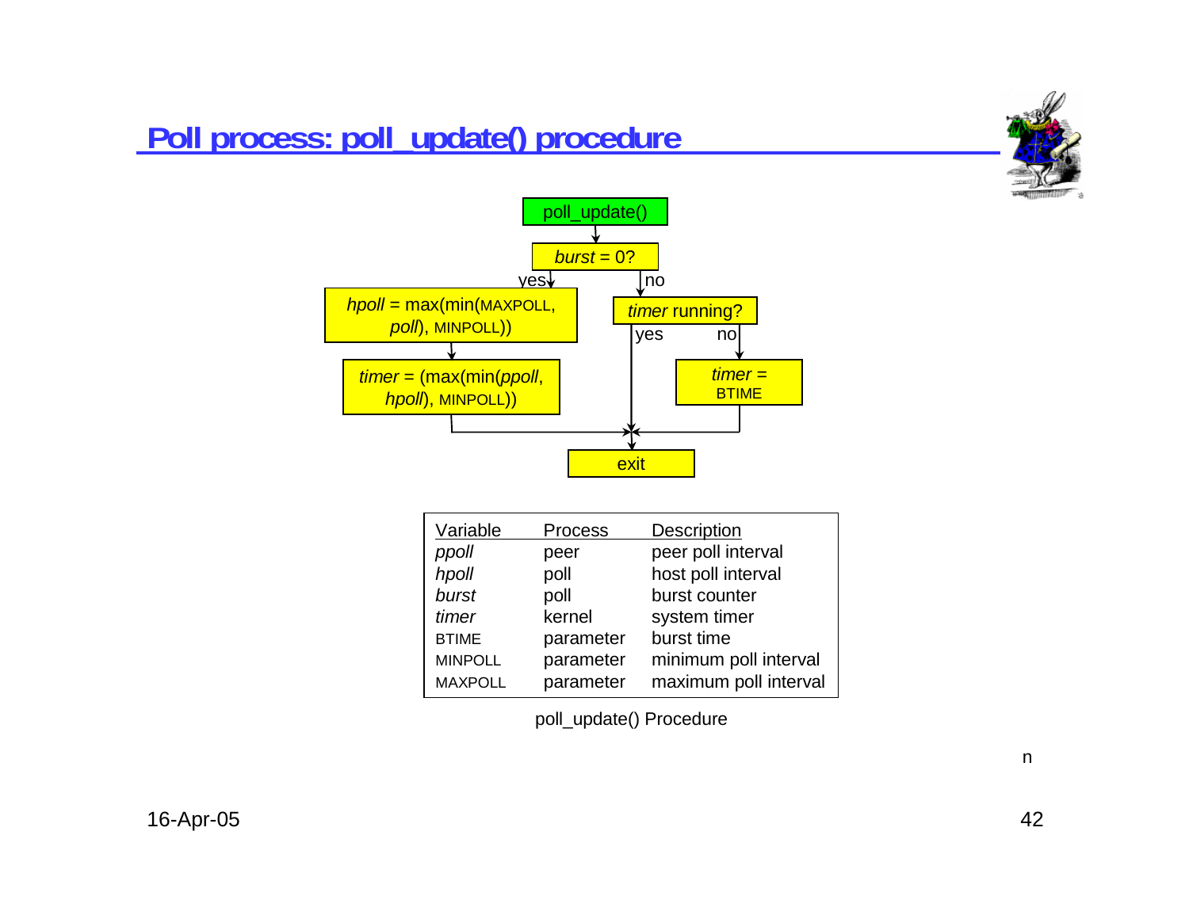# Poll process: poll_update() procedure

poll_update()

*burst* = 0?

yes: *hpoll* = max(min(MAXPOLL, *poll*), MINPOLL))

*timer* = (max(min(*ppoll*, *hpoll*), MINPOLL))

no: *timer* running?

yes → exit

no: *timer* = BTIME

exit

| Variable | Process | Description |
|---|---|---|
| *ppoll* | peer | peer poll interval |
| *hpoll* | poll | host poll interval |
| *burst* | poll | burst counter |
| *timer* | kernel | system timer |
| BTIME | parameter | burst time |
| MINPOLL | parameter | minimum poll interval |
| MAXPOLL | parameter | maximum poll interval |

poll_update() Procedure

n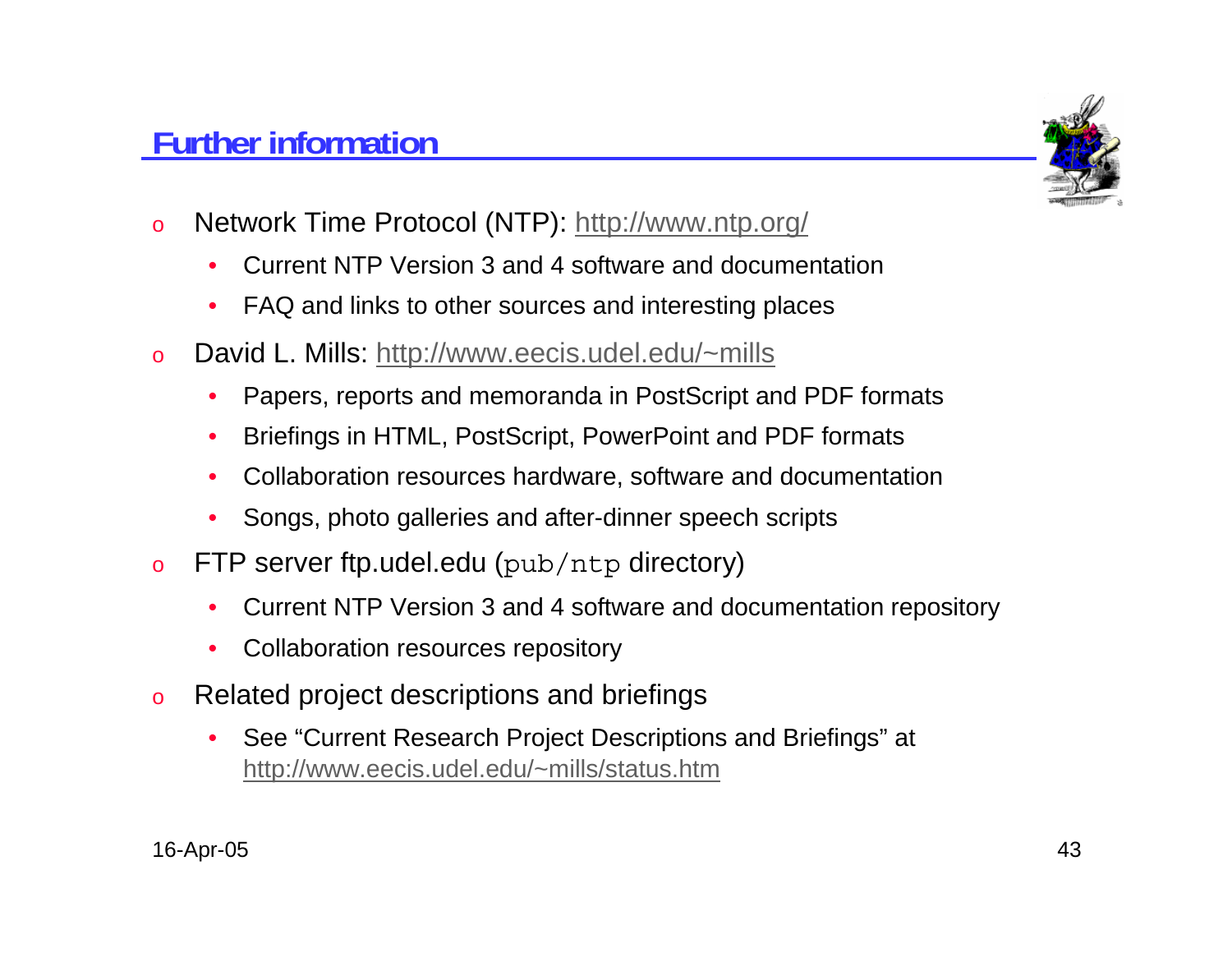## Further information

- Network Time Protocol (NTP): http://www.ntp.org/
  - Current NTP Version 3 and 4 software and documentation
  - FAQ and links to other sources and interesting places
- David L. Mills: http://www.eecis.udel.edu/~mills
  - Papers, reports and memoranda in PostScript and PDF formats
  - Briefings in HTML, PostScript, PowerPoint and PDF formats
  - Collaboration resources hardware, software and documentation
  - Songs, photo galleries and after-dinner speech scripts
- FTP server ftp.udel.edu (`pub/ntp` directory)
  - Current NTP Version 3 and 4 software and documentation repository
  - Collaboration resources repository
- Related project descriptions and briefings
  - See “Current Research Project Descriptions and Briefings” at http://www.eecis.udel.edu/~mills/status.htm

16-Apr-05